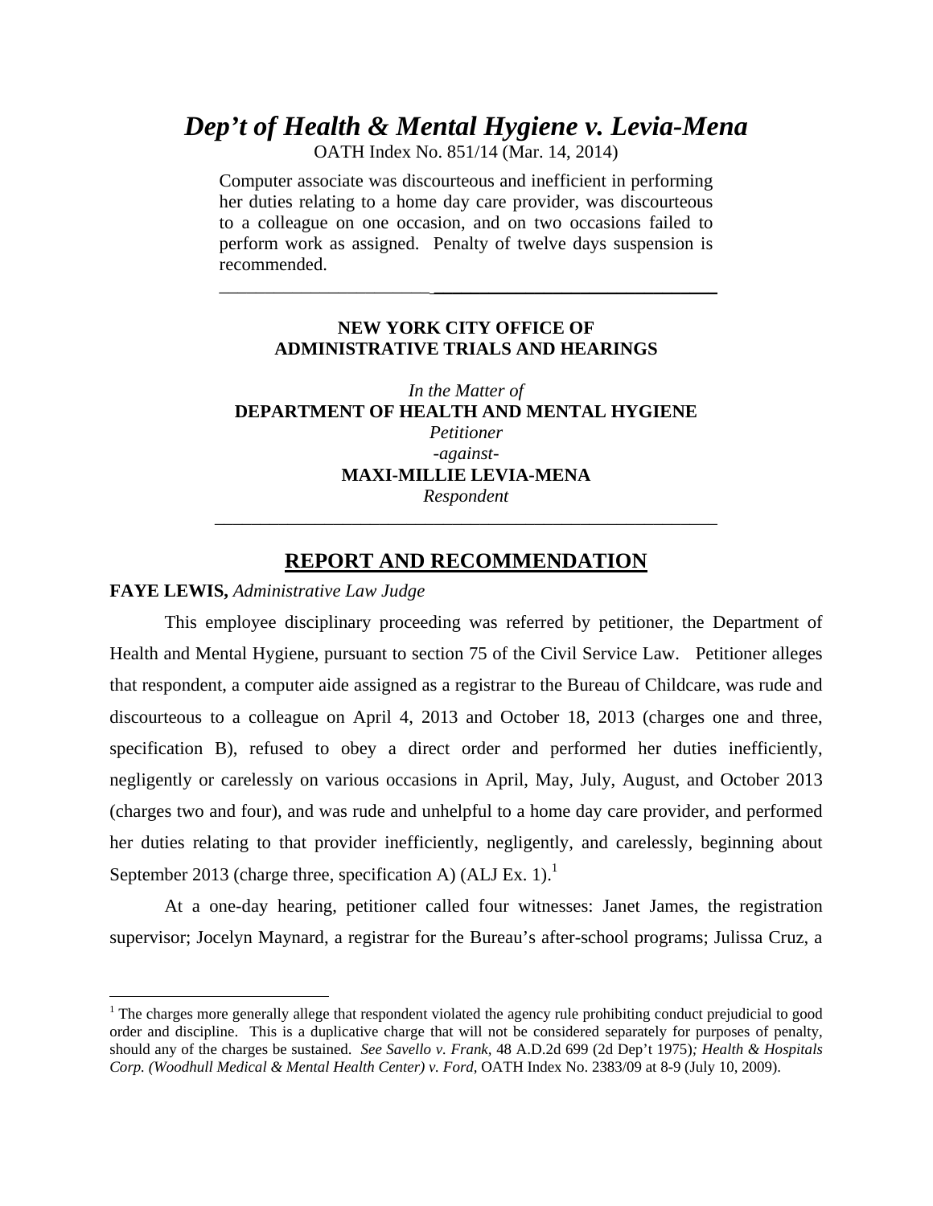# *Dep't of Health & Mental Hygiene v. Levia-Mena*

OATH Index No. 851/14 (Mar. 14, 2014)

Computer associate was discourteous and inefficient in performing her duties relating to a home day care provider, was discourteous to a colleague on one occasion, and on two occasions failed to perform work as assigned. Penalty of twelve days suspension is recommended.

---

**NEW YORK CITY OFFICE OF ADMINISTRATIVE TRIALS AND HEARINGS**

*In the Matter of*
**DEPARTMENT OF HEALTH AND MENTAL HYGIENE**
*Petitioner*
*-against-*
**MAXI-MILLIE LEVIA-MENA**
*Respondent*

---

## REPORT AND RECOMMENDATION

**FAYE LEWIS,** *Administrative Law Judge*

This employee disciplinary proceeding was referred by petitioner, the Department of Health and Mental Hygiene, pursuant to section 75 of the Civil Service Law. Petitioner alleges that respondent, a computer aide assigned as a registrar to the Bureau of Childcare, was rude and discourteous to a colleague on April 4, 2013 and October 18, 2013 (charges one and three, specification B), refused to obey a direct order and performed her duties inefficiently, negligently or carelessly on various occasions in April, May, July, August, and October 2013 (charges two and four), and was rude and unhelpful to a home day care provider, and performed her duties relating to that provider inefficiently, negligently, and carelessly, beginning about September 2013 (charge three, specification A) (ALJ Ex. 1).[1]

At a one-day hearing, petitioner called four witnesses: Janet James, the registration supervisor; Jocelyn Maynard, a registrar for the Bureau's after-school programs; Julissa Cruz, a

---

[1] The charges more generally allege that respondent violated the agency rule prohibiting conduct prejudicial to good order and discipline. This is a duplicative charge that will not be considered separately for purposes of penalty, should any of the charges be sustained. *See Savello v. Frank,* 48 A.D.2d 699 (2d Dep't 1975)*; Health & Hospitals Corp. (Woodhull Medical & Mental Health Center) v. Ford,* OATH Index No. 2383/09 at 8-9 (July 10, 2009).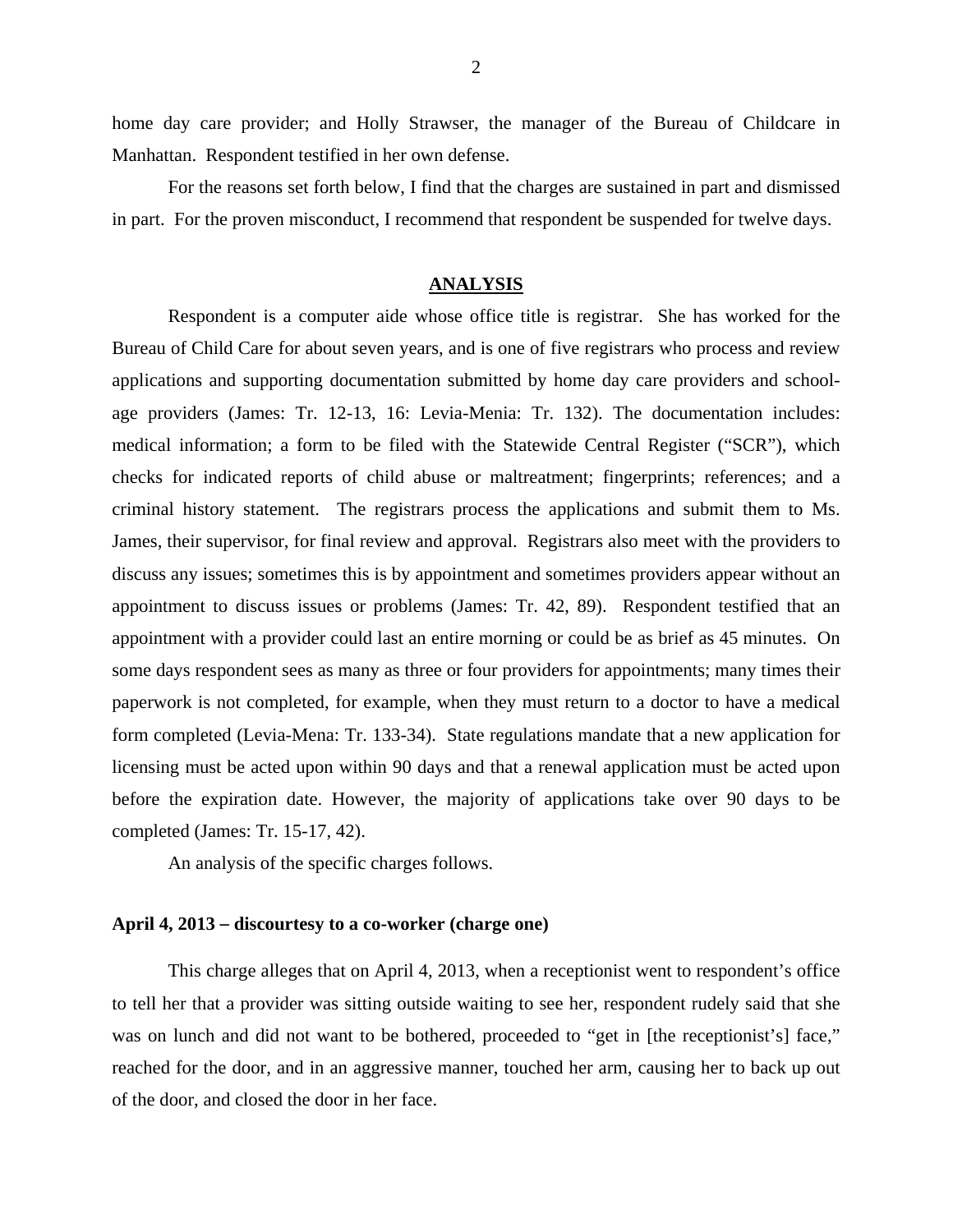home day care provider; and Holly Strawser, the manager of the Bureau of Childcare in Manhattan. Respondent testified in her own defense.

For the reasons set forth below, I find that the charges are sustained in part and dismissed in part. For the proven misconduct, I recommend that respondent be suspended for twelve days.

## ANALYSIS

Respondent is a computer aide whose office title is registrar. She has worked for the Bureau of Child Care for about seven years, and is one of five registrars who process and review applications and supporting documentation submitted by home day care providers and school-age providers (James: Tr. 12-13, 16: Levia-Menia: Tr. 132). The documentation includes: medical information; a form to be filed with the Statewide Central Register ("SCR"), which checks for indicated reports of child abuse or maltreatment; fingerprints; references; and a criminal history statement. The registrars process the applications and submit them to Ms. James, their supervisor, for final review and approval. Registrars also meet with the providers to discuss any issues; sometimes this is by appointment and sometimes providers appear without an appointment to discuss issues or problems (James: Tr. 42, 89). Respondent testified that an appointment with a provider could last an entire morning or could be as brief as 45 minutes. On some days respondent sees as many as three or four providers for appointments; many times their paperwork is not completed, for example, when they must return to a doctor to have a medical form completed (Levia-Mena: Tr. 133-34). State regulations mandate that a new application for licensing must be acted upon within 90 days and that a renewal application must be acted upon before the expiration date. However, the majority of applications take over 90 days to be completed (James: Tr. 15-17, 42).

An analysis of the specific charges follows.

### April 4, 2013 – discourtesy to a co-worker (charge one)

This charge alleges that on April 4, 2013, when a receptionist went to respondent's office to tell her that a provider was sitting outside waiting to see her, respondent rudely said that she was on lunch and did not want to be bothered, proceeded to "get in [the receptionist's] face," reached for the door, and in an aggressive manner, touched her arm, causing her to back up out of the door, and closed the door in her face.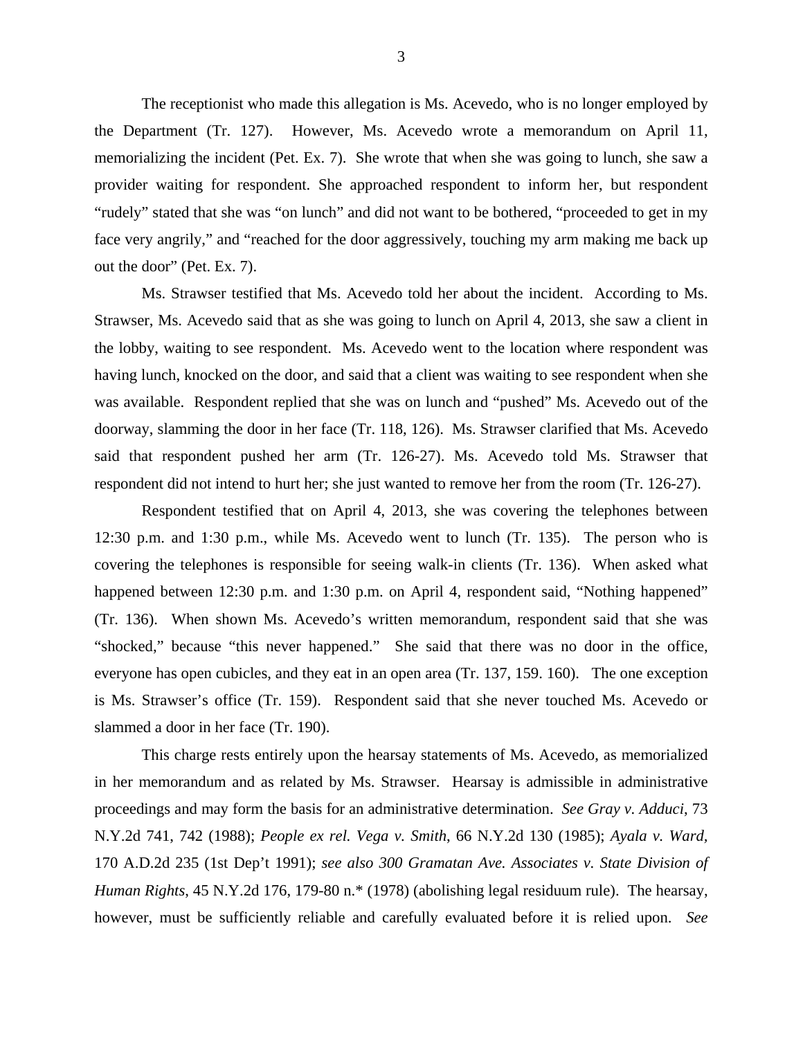The receptionist who made this allegation is Ms. Acevedo, who is no longer employed by the Department (Tr. 127). However, Ms. Acevedo wrote a memorandum on April 11, memorializing the incident (Pet. Ex. 7). She wrote that when she was going to lunch, she saw a provider waiting for respondent. She approached respondent to inform her, but respondent "rudely" stated that she was "on lunch" and did not want to be bothered, "proceeded to get in my face very angrily," and "reached for the door aggressively, touching my arm making me back up out the door" (Pet. Ex. 7).

Ms. Strawser testified that Ms. Acevedo told her about the incident. According to Ms. Strawser, Ms. Acevedo said that as she was going to lunch on April 4, 2013, she saw a client in the lobby, waiting to see respondent. Ms. Acevedo went to the location where respondent was having lunch, knocked on the door, and said that a client was waiting to see respondent when she was available. Respondent replied that she was on lunch and "pushed" Ms. Acevedo out of the doorway, slamming the door in her face (Tr. 118, 126). Ms. Strawser clarified that Ms. Acevedo said that respondent pushed her arm (Tr. 126-27). Ms. Acevedo told Ms. Strawser that respondent did not intend to hurt her; she just wanted to remove her from the room (Tr. 126-27).

Respondent testified that on April 4, 2013, she was covering the telephones between 12:30 p.m. and 1:30 p.m., while Ms. Acevedo went to lunch (Tr. 135). The person who is covering the telephones is responsible for seeing walk-in clients (Tr. 136). When asked what happened between 12:30 p.m. and 1:30 p.m. on April 4, respondent said, "Nothing happened" (Tr. 136). When shown Ms. Acevedo's written memorandum, respondent said that she was "shocked," because "this never happened." She said that there was no door in the office, everyone has open cubicles, and they eat in an open area (Tr. 137, 159. 160). The one exception is Ms. Strawser's office (Tr. 159). Respondent said that she never touched Ms. Acevedo or slammed a door in her face (Tr. 190).

This charge rests entirely upon the hearsay statements of Ms. Acevedo, as memorialized in her memorandum and as related by Ms. Strawser. Hearsay is admissible in administrative proceedings and may form the basis for an administrative determination. *See Gray v. Adduci*, 73 N.Y.2d 741, 742 (1988); *People ex rel. Vega v. Smith*, 66 N.Y.2d 130 (1985); *Ayala v. Ward,* 170 A.D.2d 235 (1st Dep't 1991); *see also 300 Gramatan Ave. Associates v. State Division of Human Rights*, 45 N.Y.2d 176, 179-80 n.* (1978) (abolishing legal residuum rule). The hearsay, however, must be sufficiently reliable and carefully evaluated before it is relied upon. *See*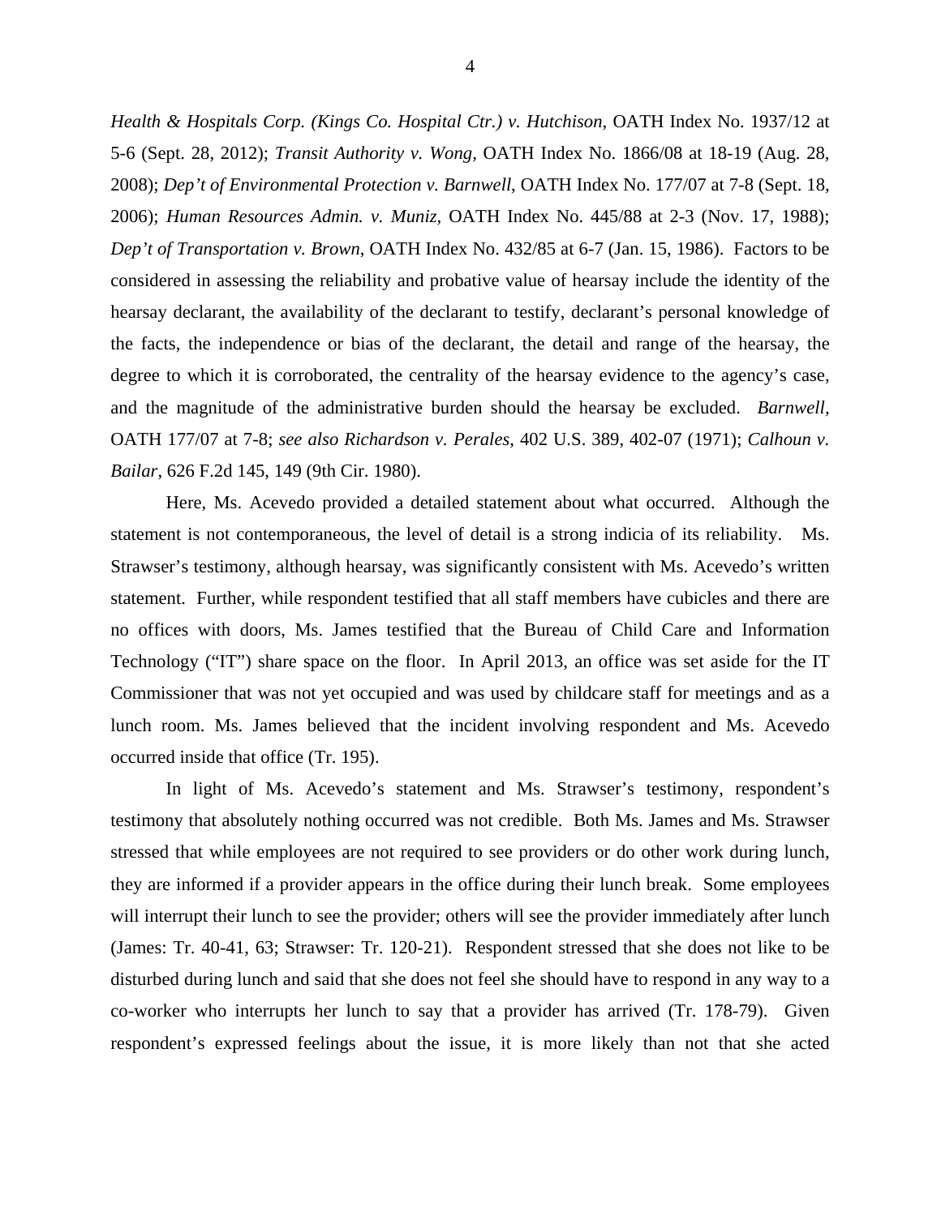*Health & Hospitals Corp. (Kings Co. Hospital Ctr.) v. Hutchison*, OATH Index No. 1937/12 at 5-6 (Sept. 28, 2012); *Transit Authority v. Wong,* OATH Index No. 1866/08 at 18-19 (Aug. 28, 2008); *Dep't of Environmental Protection v. Barnwell*, OATH Index No. 177/07 at 7-8 (Sept. 18, 2006); *Human Resources Admin. v. Muniz,* OATH Index No. 445/88 at 2-3 (Nov. 17, 1988); *Dep't of Transportation v. Brown*, OATH Index No. 432/85 at 6-7 (Jan. 15, 1986). Factors to be considered in assessing the reliability and probative value of hearsay include the identity of the hearsay declarant, the availability of the declarant to testify, declarant's personal knowledge of the facts, the independence or bias of the declarant, the detail and range of the hearsay, the degree to which it is corroborated, the centrality of the hearsay evidence to the agency's case, and the magnitude of the administrative burden should the hearsay be excluded. *Barnwell,* OATH 177/07 at 7-8; *see also Richardson v. Perales*, 402 U.S. 389, 402-07 (1971); *Calhoun v. Bailar*, 626 F.2d 145, 149 (9th Cir. 1980).

Here, Ms. Acevedo provided a detailed statement about what occurred. Although the statement is not contemporaneous, the level of detail is a strong indicia of its reliability. Ms. Strawser's testimony, although hearsay, was significantly consistent with Ms. Acevedo's written statement. Further, while respondent testified that all staff members have cubicles and there are no offices with doors, Ms. James testified that the Bureau of Child Care and Information Technology ("IT") share space on the floor. In April 2013, an office was set aside for the IT Commissioner that was not yet occupied and was used by childcare staff for meetings and as a lunch room. Ms. James believed that the incident involving respondent and Ms. Acevedo occurred inside that office (Tr. 195).

In light of Ms. Acevedo's statement and Ms. Strawser's testimony, respondent's testimony that absolutely nothing occurred was not credible. Both Ms. James and Ms. Strawser stressed that while employees are not required to see providers or do other work during lunch, they are informed if a provider appears in the office during their lunch break. Some employees will interrupt their lunch to see the provider; others will see the provider immediately after lunch (James: Tr. 40-41, 63; Strawser: Tr. 120-21). Respondent stressed that she does not like to be disturbed during lunch and said that she does not feel she should have to respond in any way to a co-worker who interrupts her lunch to say that a provider has arrived (Tr. 178-79). Given respondent's expressed feelings about the issue, it is more likely than not that she acted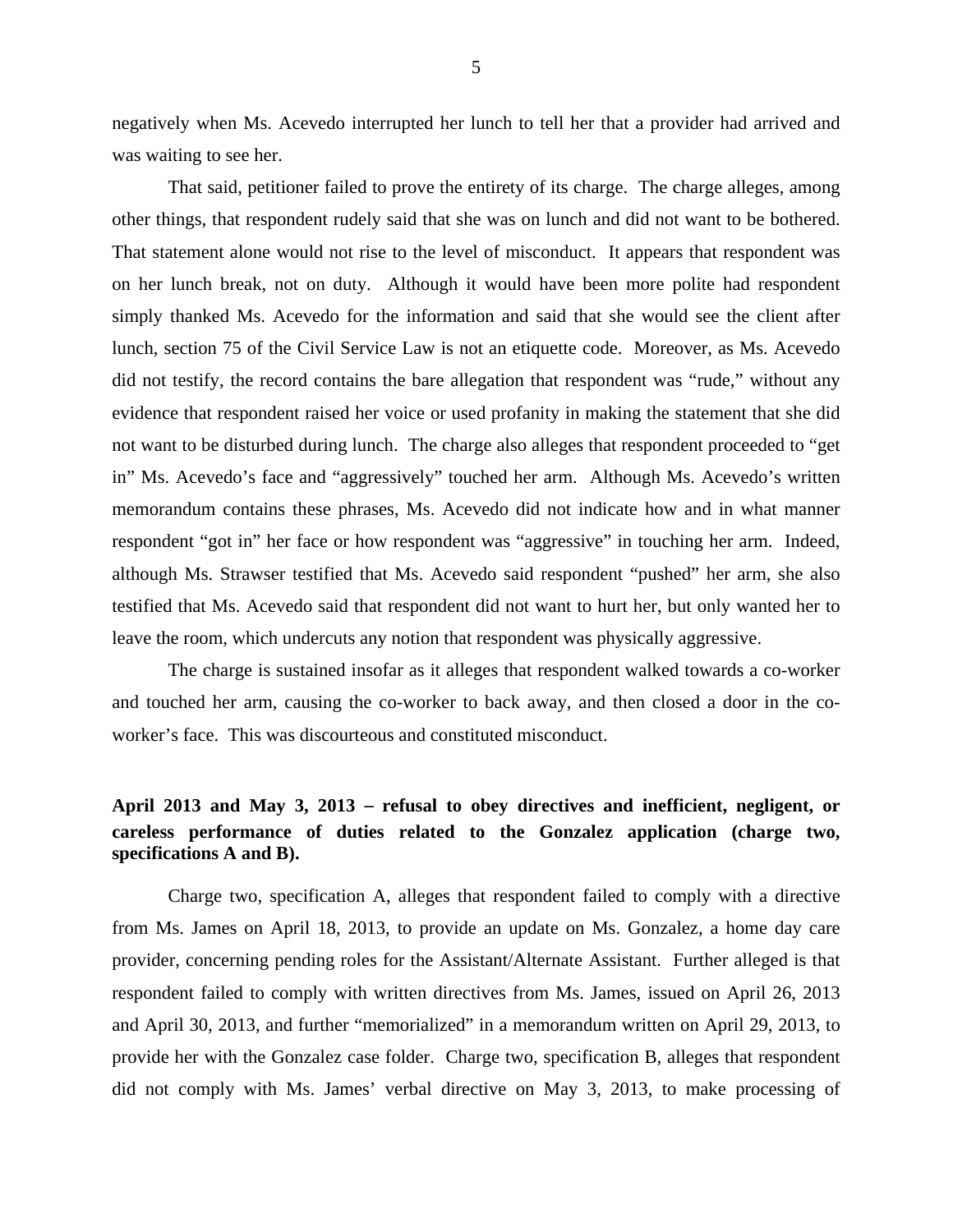negatively when Ms. Acevedo interrupted her lunch to tell her that a provider had arrived and was waiting to see her.

That said, petitioner failed to prove the entirety of its charge. The charge alleges, among other things, that respondent rudely said that she was on lunch and did not want to be bothered. That statement alone would not rise to the level of misconduct. It appears that respondent was on her lunch break, not on duty. Although it would have been more polite had respondent simply thanked Ms. Acevedo for the information and said that she would see the client after lunch, section 75 of the Civil Service Law is not an etiquette code. Moreover, as Ms. Acevedo did not testify, the record contains the bare allegation that respondent was "rude," without any evidence that respondent raised her voice or used profanity in making the statement that she did not want to be disturbed during lunch. The charge also alleges that respondent proceeded to "get in" Ms. Acevedo's face and "aggressively" touched her arm. Although Ms. Acevedo's written memorandum contains these phrases, Ms. Acevedo did not indicate how and in what manner respondent "got in" her face or how respondent was "aggressive" in touching her arm. Indeed, although Ms. Strawser testified that Ms. Acevedo said respondent "pushed" her arm, she also testified that Ms. Acevedo said that respondent did not want to hurt her, but only wanted her to leave the room, which undercuts any notion that respondent was physically aggressive.

The charge is sustained insofar as it alleges that respondent walked towards a co-worker and touched her arm, causing the co-worker to back away, and then closed a door in the co-worker's face. This was discourteous and constituted misconduct.

**April 2013 and May 3, 2013 – refusal to obey directives and inefficient, negligent, or careless performance of duties related to the Gonzalez application (charge two, specifications A and B).**

Charge two, specification A, alleges that respondent failed to comply with a directive from Ms. James on April 18, 2013, to provide an update on Ms. Gonzalez, a home day care provider, concerning pending roles for the Assistant/Alternate Assistant. Further alleged is that respondent failed to comply with written directives from Ms. James, issued on April 26, 2013 and April 30, 2013, and further "memorialized" in a memorandum written on April 29, 2013, to provide her with the Gonzalez case folder. Charge two, specification B, alleges that respondent did not comply with Ms. James' verbal directive on May 3, 2013, to make processing of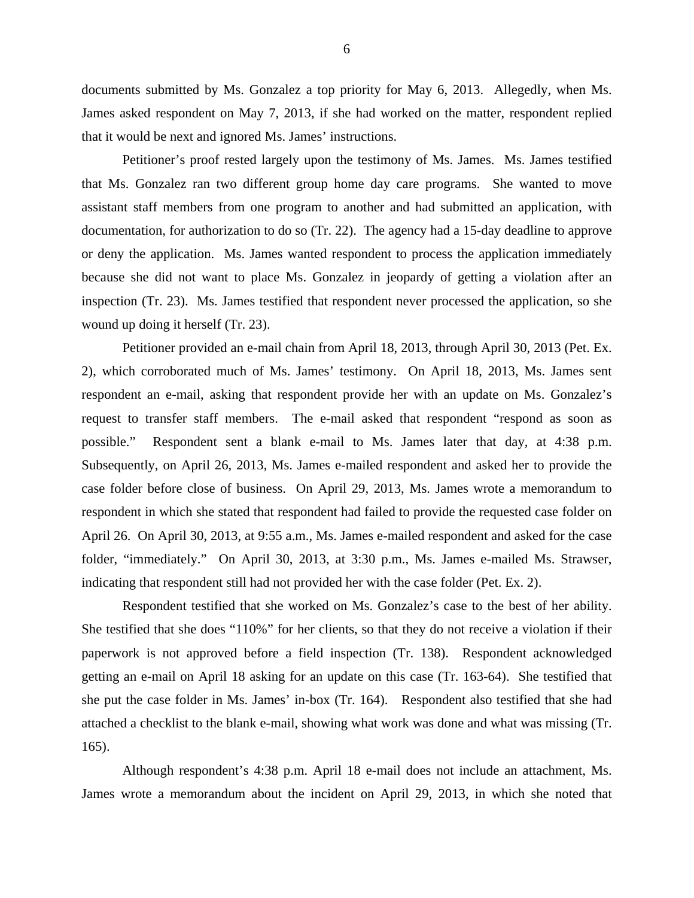documents submitted by Ms. Gonzalez a top priority for May 6, 2013. Allegedly, when Ms. James asked respondent on May 7, 2013, if she had worked on the matter, respondent replied that it would be next and ignored Ms. James' instructions.

Petitioner's proof rested largely upon the testimony of Ms. James. Ms. James testified that Ms. Gonzalez ran two different group home day care programs. She wanted to move assistant staff members from one program to another and had submitted an application, with documentation, for authorization to do so (Tr. 22). The agency had a 15-day deadline to approve or deny the application. Ms. James wanted respondent to process the application immediately because she did not want to place Ms. Gonzalez in jeopardy of getting a violation after an inspection (Tr. 23). Ms. James testified that respondent never processed the application, so she wound up doing it herself (Tr. 23).

Petitioner provided an e-mail chain from April 18, 2013, through April 30, 2013 (Pet. Ex. 2), which corroborated much of Ms. James' testimony. On April 18, 2013, Ms. James sent respondent an e-mail, asking that respondent provide her with an update on Ms. Gonzalez's request to transfer staff members. The e-mail asked that respondent "respond as soon as possible." Respondent sent a blank e-mail to Ms. James later that day, at 4:38 p.m. Subsequently, on April 26, 2013, Ms. James e-mailed respondent and asked her to provide the case folder before close of business. On April 29, 2013, Ms. James wrote a memorandum to respondent in which she stated that respondent had failed to provide the requested case folder on April 26. On April 30, 2013, at 9:55 a.m., Ms. James e-mailed respondent and asked for the case folder, "immediately." On April 30, 2013, at 3:30 p.m., Ms. James e-mailed Ms. Strawser, indicating that respondent still had not provided her with the case folder (Pet. Ex. 2).

Respondent testified that she worked on Ms. Gonzalez's case to the best of her ability. She testified that she does "110%" for her clients, so that they do not receive a violation if their paperwork is not approved before a field inspection (Tr. 138). Respondent acknowledged getting an e-mail on April 18 asking for an update on this case (Tr. 163-64). She testified that she put the case folder in Ms. James' in-box (Tr. 164). Respondent also testified that she had attached a checklist to the blank e-mail, showing what work was done and what was missing (Tr. 165).

Although respondent's 4:38 p.m. April 18 e-mail does not include an attachment, Ms. James wrote a memorandum about the incident on April 29, 2013, in which she noted that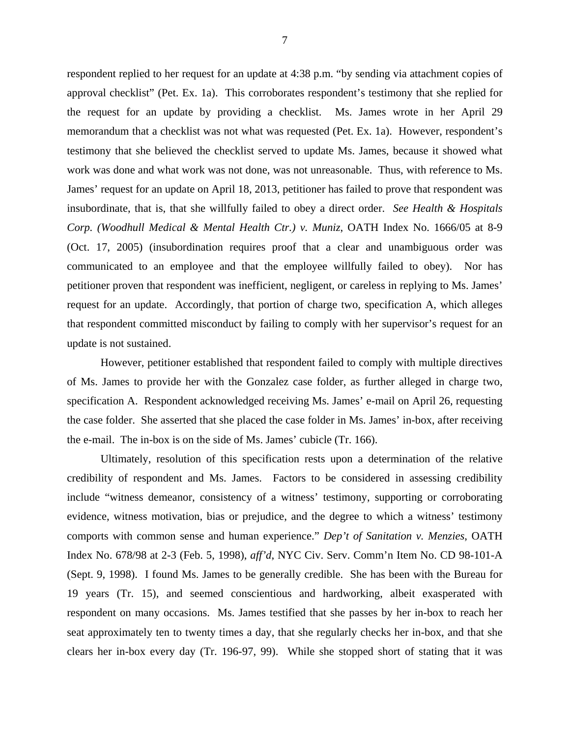respondent replied to her request for an update at 4:38 p.m. "by sending via attachment copies of approval checklist" (Pet. Ex. 1a). This corroborates respondent's testimony that she replied for the request for an update by providing a checklist. Ms. James wrote in her April 29 memorandum that a checklist was not what was requested (Pet. Ex. 1a). However, respondent's testimony that she believed the checklist served to update Ms. James, because it showed what work was done and what work was not done, was not unreasonable. Thus, with reference to Ms. James' request for an update on April 18, 2013, petitioner has failed to prove that respondent was insubordinate, that is, that she willfully failed to obey a direct order. *See Health & Hospitals Corp. (Woodhull Medical & Mental Health Ctr.) v. Muniz*, OATH Index No. 1666/05 at 8-9 (Oct. 17, 2005) (insubordination requires proof that a clear and unambiguous order was communicated to an employee and that the employee willfully failed to obey). Nor has petitioner proven that respondent was inefficient, negligent, or careless in replying to Ms. James' request for an update. Accordingly, that portion of charge two, specification A, which alleges that respondent committed misconduct by failing to comply with her supervisor's request for an update is not sustained.

However, petitioner established that respondent failed to comply with multiple directives of Ms. James to provide her with the Gonzalez case folder, as further alleged in charge two, specification A. Respondent acknowledged receiving Ms. James' e-mail on April 26, requesting the case folder. She asserted that she placed the case folder in Ms. James' in-box, after receiving the e-mail. The in-box is on the side of Ms. James' cubicle (Tr. 166).

Ultimately, resolution of this specification rests upon a determination of the relative credibility of respondent and Ms. James. Factors to be considered in assessing credibility include "witness demeanor, consistency of a witness' testimony, supporting or corroborating evidence, witness motivation, bias or prejudice, and the degree to which a witness' testimony comports with common sense and human experience." *Dep't of Sanitation v. Menzies*, OATH Index No. 678/98 at 2-3 (Feb. 5, 1998), *aff'd*, NYC Civ. Serv. Comm'n Item No. CD 98-101-A (Sept. 9, 1998). I found Ms. James to be generally credible. She has been with the Bureau for 19 years (Tr. 15), and seemed conscientious and hardworking, albeit exasperated with respondent on many occasions. Ms. James testified that she passes by her in-box to reach her seat approximately ten to twenty times a day, that she regularly checks her in-box, and that she clears her in-box every day (Tr. 196-97, 99). While she stopped short of stating that it was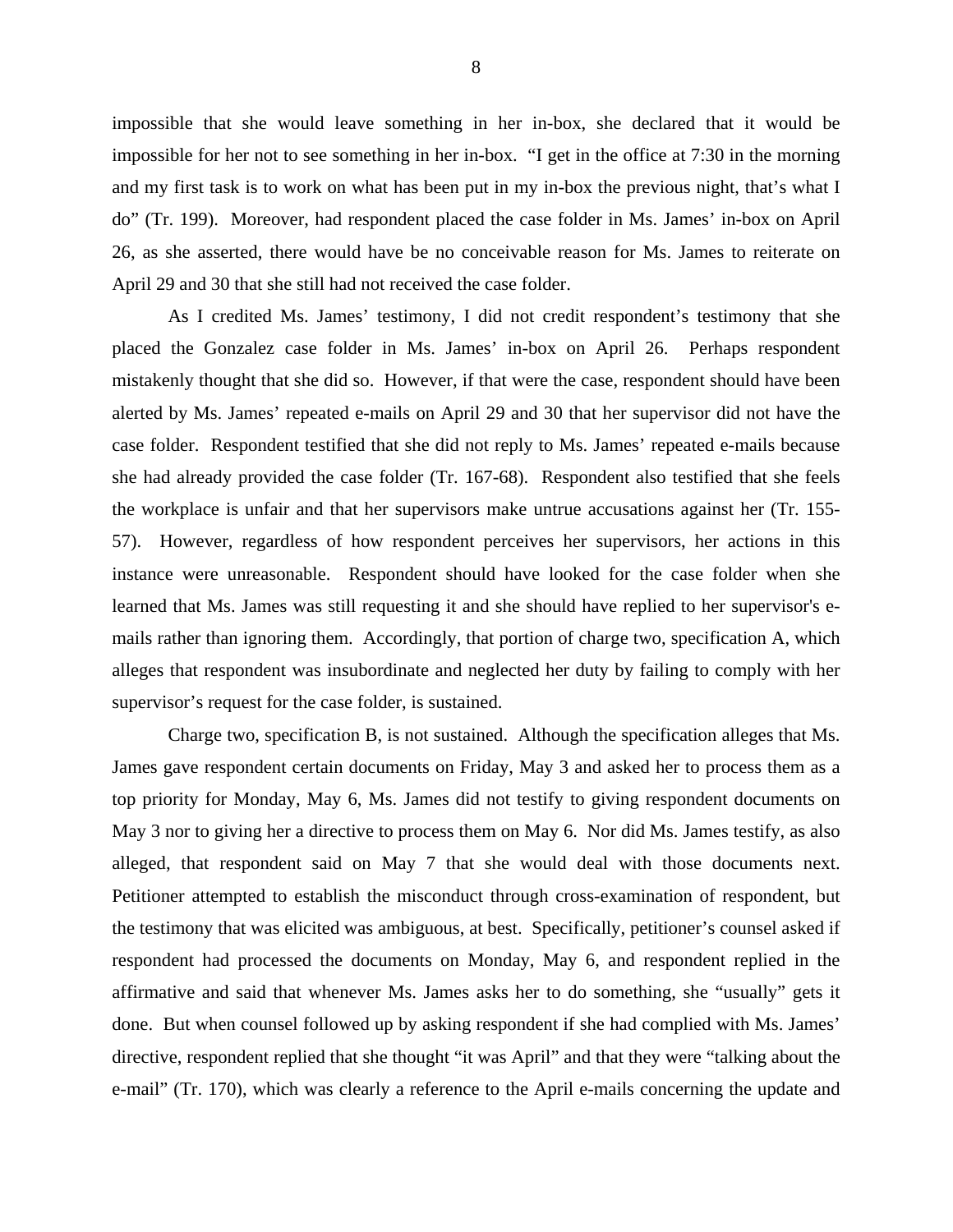impossible that she would leave something in her in-box, she declared that it would be impossible for her not to see something in her in-box. "I get in the office at 7:30 in the morning and my first task is to work on what has been put in my in-box the previous night, that's what I do" (Tr. 199). Moreover, had respondent placed the case folder in Ms. James' in-box on April 26, as she asserted, there would have be no conceivable reason for Ms. James to reiterate on April 29 and 30 that she still had not received the case folder.

As I credited Ms. James' testimony, I did not credit respondent's testimony that she placed the Gonzalez case folder in Ms. James' in-box on April 26. Perhaps respondent mistakenly thought that she did so. However, if that were the case, respondent should have been alerted by Ms. James' repeated e-mails on April 29 and 30 that her supervisor did not have the case folder. Respondent testified that she did not reply to Ms. James' repeated e-mails because she had already provided the case folder (Tr. 167-68). Respondent also testified that she feels the workplace is unfair and that her supervisors make untrue accusations against her (Tr. 155-57). However, regardless of how respondent perceives her supervisors, her actions in this instance were unreasonable. Respondent should have looked for the case folder when she learned that Ms. James was still requesting it and she should have replied to her supervisor's e-mails rather than ignoring them. Accordingly, that portion of charge two, specification A, which alleges that respondent was insubordinate and neglected her duty by failing to comply with her supervisor's request for the case folder, is sustained.

Charge two, specification B, is not sustained. Although the specification alleges that Ms. James gave respondent certain documents on Friday, May 3 and asked her to process them as a top priority for Monday, May 6, Ms. James did not testify to giving respondent documents on May 3 nor to giving her a directive to process them on May 6. Nor did Ms. James testify, as also alleged, that respondent said on May 7 that she would deal with those documents next. Petitioner attempted to establish the misconduct through cross-examination of respondent, but the testimony that was elicited was ambiguous, at best. Specifically, petitioner's counsel asked if respondent had processed the documents on Monday, May 6, and respondent replied in the affirmative and said that whenever Ms. James asks her to do something, she "usually" gets it done. But when counsel followed up by asking respondent if she had complied with Ms. James' directive, respondent replied that she thought "it was April" and that they were "talking about the e-mail" (Tr. 170), which was clearly a reference to the April e-mails concerning the update and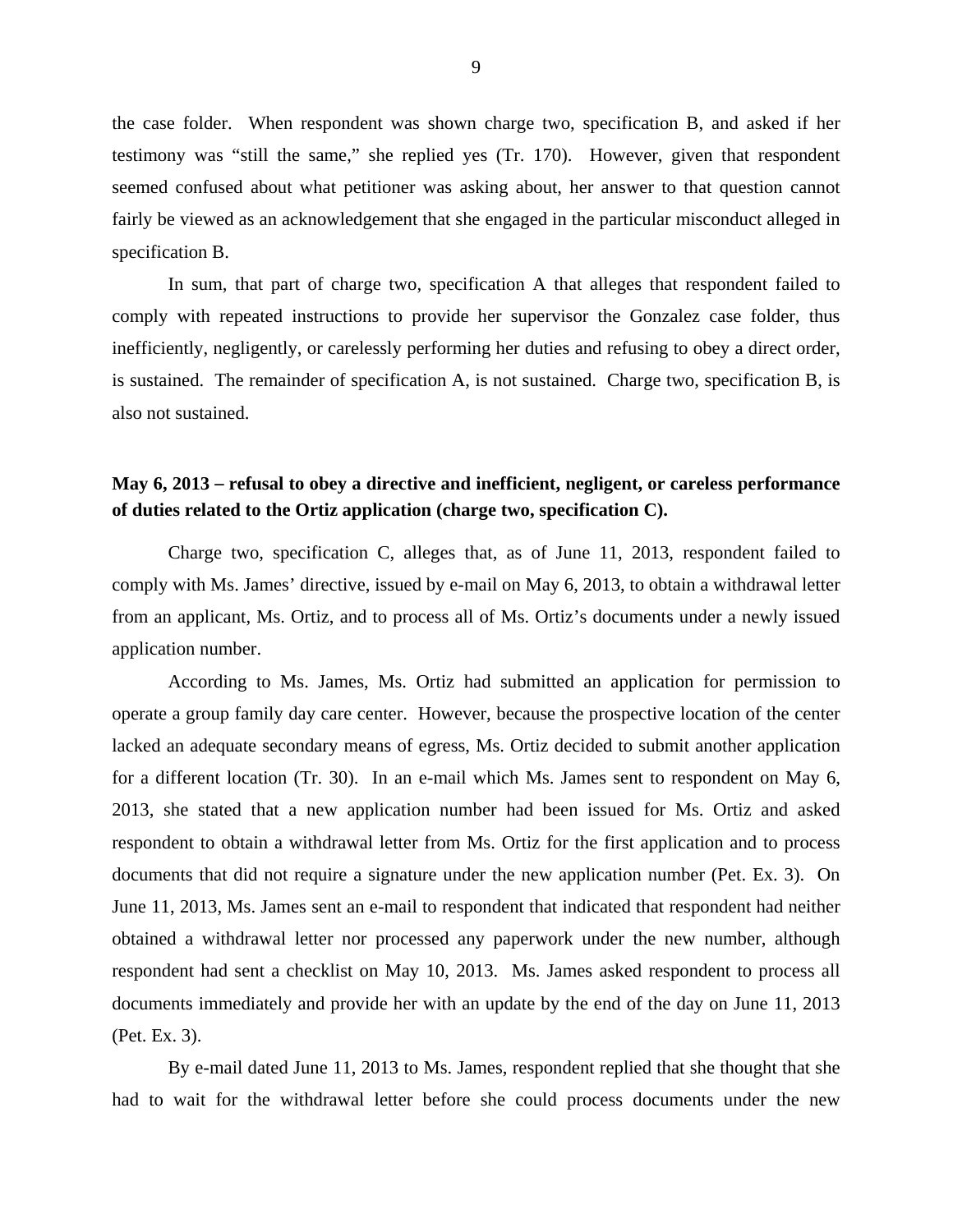the case folder. When respondent was shown charge two, specification B, and asked if her testimony was "still the same," she replied yes (Tr. 170). However, given that respondent seemed confused about what petitioner was asking about, her answer to that question cannot fairly be viewed as an acknowledgement that she engaged in the particular misconduct alleged in specification B.

In sum, that part of charge two, specification A that alleges that respondent failed to comply with repeated instructions to provide her supervisor the Gonzalez case folder, thus inefficiently, negligently, or carelessly performing her duties and refusing to obey a direct order, is sustained. The remainder of specification A, is not sustained. Charge two, specification B, is also not sustained.

**May 6, 2013 – refusal to obey a directive and inefficient, negligent, or careless performance of duties related to the Ortiz application (charge two, specification C).**

Charge two, specification C, alleges that, as of June 11, 2013, respondent failed to comply with Ms. James' directive, issued by e-mail on May 6, 2013, to obtain a withdrawal letter from an applicant, Ms. Ortiz, and to process all of Ms. Ortiz's documents under a newly issued application number.

According to Ms. James, Ms. Ortiz had submitted an application for permission to operate a group family day care center. However, because the prospective location of the center lacked an adequate secondary means of egress, Ms. Ortiz decided to submit another application for a different location (Tr. 30). In an e-mail which Ms. James sent to respondent on May 6, 2013, she stated that a new application number had been issued for Ms. Ortiz and asked respondent to obtain a withdrawal letter from Ms. Ortiz for the first application and to process documents that did not require a signature under the new application number (Pet. Ex. 3). On June 11, 2013, Ms. James sent an e-mail to respondent that indicated that respondent had neither obtained a withdrawal letter nor processed any paperwork under the new number, although respondent had sent a checklist on May 10, 2013. Ms. James asked respondent to process all documents immediately and provide her with an update by the end of the day on June 11, 2013 (Pet. Ex. 3).

By e-mail dated June 11, 2013 to Ms. James, respondent replied that she thought that she had to wait for the withdrawal letter before she could process documents under the new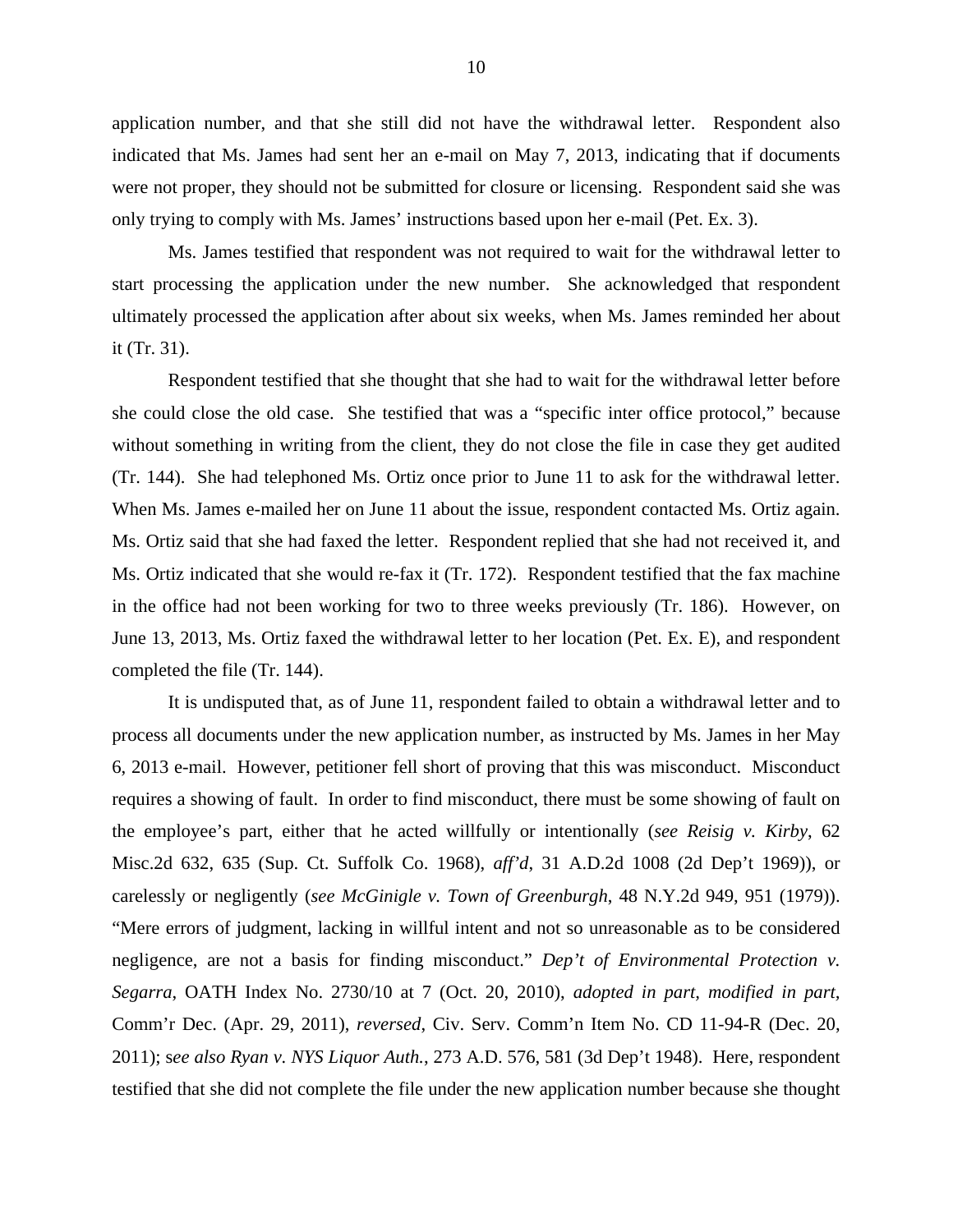application number, and that she still did not have the withdrawal letter. Respondent also indicated that Ms. James had sent her an e-mail on May 7, 2013, indicating that if documents were not proper, they should not be submitted for closure or licensing. Respondent said she was only trying to comply with Ms. James' instructions based upon her e-mail (Pet. Ex. 3).

Ms. James testified that respondent was not required to wait for the withdrawal letter to start processing the application under the new number. She acknowledged that respondent ultimately processed the application after about six weeks, when Ms. James reminded her about it (Tr. 31).

Respondent testified that she thought that she had to wait for the withdrawal letter before she could close the old case. She testified that was a "specific inter office protocol," because without something in writing from the client, they do not close the file in case they get audited (Tr. 144). She had telephoned Ms. Ortiz once prior to June 11 to ask for the withdrawal letter. When Ms. James e-mailed her on June 11 about the issue, respondent contacted Ms. Ortiz again. Ms. Ortiz said that she had faxed the letter. Respondent replied that she had not received it, and Ms. Ortiz indicated that she would re-fax it (Tr. 172). Respondent testified that the fax machine in the office had not been working for two to three weeks previously (Tr. 186). However, on June 13, 2013, Ms. Ortiz faxed the withdrawal letter to her location (Pet. Ex. E), and respondent completed the file (Tr. 144).

It is undisputed that, as of June 11, respondent failed to obtain a withdrawal letter and to process all documents under the new application number, as instructed by Ms. James in her May 6, 2013 e-mail. However, petitioner fell short of proving that this was misconduct. Misconduct requires a showing of fault. In order to find misconduct, there must be some showing of fault on the employee's part, either that he acted willfully or intentionally (*see Reisig v. Kirby*, 62 Misc.2d 632, 635 (Sup. Ct. Suffolk Co. 1968), *aff'd*, 31 A.D.2d 1008 (2d Dep't 1969)), or carelessly or negligently (*see McGinigle v. Town of Greenburgh*, 48 N.Y.2d 949, 951 (1979)). "Mere errors of judgment, lacking in willful intent and not so unreasonable as to be considered negligence, are not a basis for finding misconduct." *Dep't of Environmental Protection v. Segarra*, OATH Index No. 2730/10 at 7 (Oct. 20, 2010), *adopted in part, modified in part,* Comm'r Dec. (Apr. 29, 2011), *reversed*, Civ. Serv. Comm'n Item No. CD 11-94-R (Dec. 20, 2011); *see also Ryan v. NYS Liquor Auth.*, 273 A.D. 576, 581 (3d Dep't 1948). Here, respondent testified that she did not complete the file under the new application number because she thought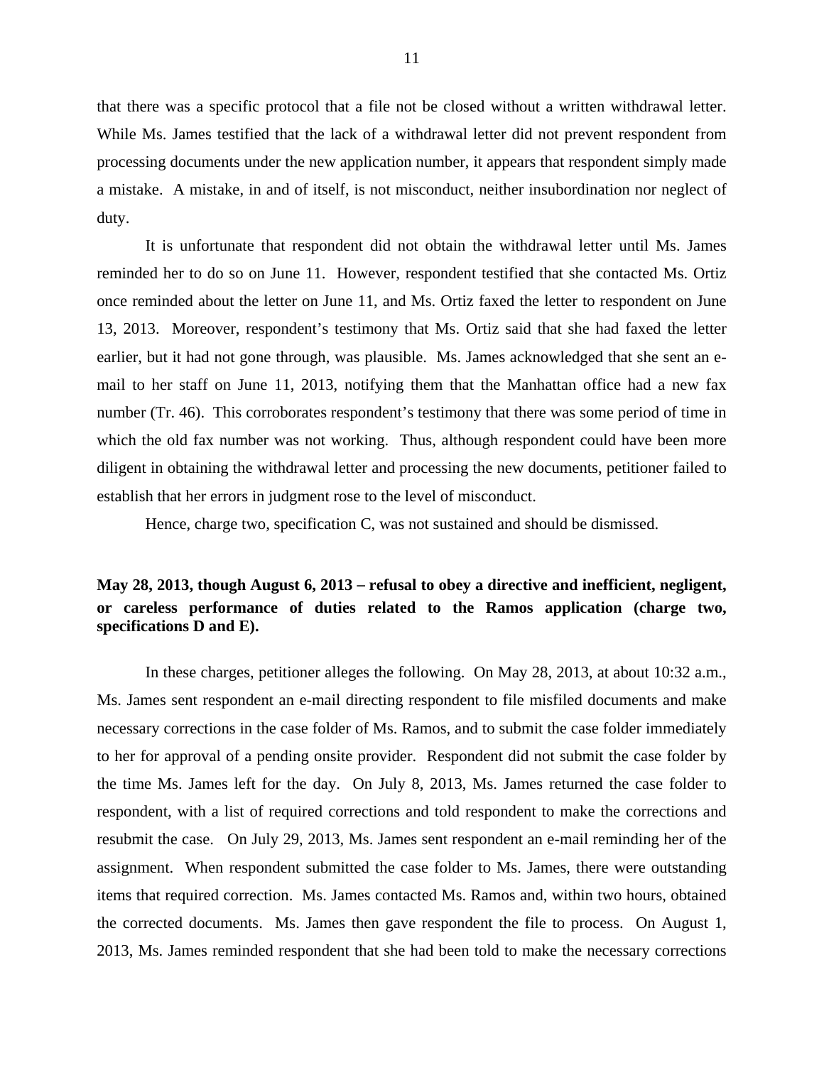that there was a specific protocol that a file not be closed without a written withdrawal letter. While Ms. James testified that the lack of a withdrawal letter did not prevent respondent from processing documents under the new application number, it appears that respondent simply made a mistake. A mistake, in and of itself, is not misconduct, neither insubordination nor neglect of duty.

It is unfortunate that respondent did not obtain the withdrawal letter until Ms. James reminded her to do so on June 11. However, respondent testified that she contacted Ms. Ortiz once reminded about the letter on June 11, and Ms. Ortiz faxed the letter to respondent on June 13, 2013. Moreover, respondent's testimony that Ms. Ortiz said that she had faxed the letter earlier, but it had not gone through, was plausible. Ms. James acknowledged that she sent an e-mail to her staff on June 11, 2013, notifying them that the Manhattan office had a new fax number (Tr. 46). This corroborates respondent's testimony that there was some period of time in which the old fax number was not working. Thus, although respondent could have been more diligent in obtaining the withdrawal letter and processing the new documents, petitioner failed to establish that her errors in judgment rose to the level of misconduct.

Hence, charge two, specification C, was not sustained and should be dismissed.

**May 28, 2013, though August 6, 2013 – refusal to obey a directive and inefficient, negligent, or careless performance of duties related to the Ramos application (charge two, specifications D and E).**

In these charges, petitioner alleges the following. On May 28, 2013, at about 10:32 a.m., Ms. James sent respondent an e-mail directing respondent to file misfiled documents and make necessary corrections in the case folder of Ms. Ramos, and to submit the case folder immediately to her for approval of a pending onsite provider. Respondent did not submit the case folder by the time Ms. James left for the day. On July 8, 2013, Ms. James returned the case folder to respondent, with a list of required corrections and told respondent to make the corrections and resubmit the case. On July 29, 2013, Ms. James sent respondent an e-mail reminding her of the assignment. When respondent submitted the case folder to Ms. James, there were outstanding items that required correction. Ms. James contacted Ms. Ramos and, within two hours, obtained the corrected documents. Ms. James then gave respondent the file to process. On August 1, 2013, Ms. James reminded respondent that she had been told to make the necessary corrections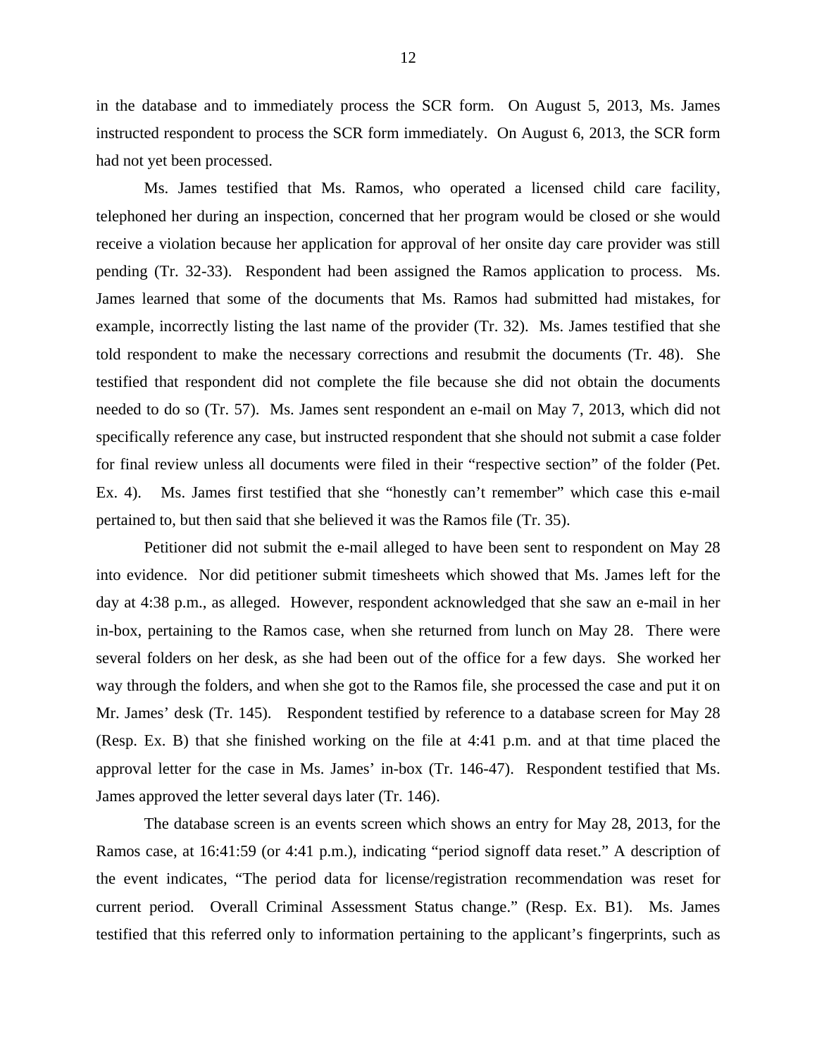in the database and to immediately process the SCR form. On August 5, 2013, Ms. James instructed respondent to process the SCR form immediately. On August 6, 2013, the SCR form had not yet been processed.

Ms. James testified that Ms. Ramos, who operated a licensed child care facility, telephoned her during an inspection, concerned that her program would be closed or she would receive a violation because her application for approval of her onsite day care provider was still pending (Tr. 32-33). Respondent had been assigned the Ramos application to process. Ms. James learned that some of the documents that Ms. Ramos had submitted had mistakes, for example, incorrectly listing the last name of the provider (Tr. 32). Ms. James testified that she told respondent to make the necessary corrections and resubmit the documents (Tr. 48). She testified that respondent did not complete the file because she did not obtain the documents needed to do so (Tr. 57). Ms. James sent respondent an e-mail on May 7, 2013, which did not specifically reference any case, but instructed respondent that she should not submit a case folder for final review unless all documents were filed in their "respective section" of the folder (Pet. Ex. 4). Ms. James first testified that she "honestly can't remember" which case this e-mail pertained to, but then said that she believed it was the Ramos file (Tr. 35).

Petitioner did not submit the e-mail alleged to have been sent to respondent on May 28 into evidence. Nor did petitioner submit timesheets which showed that Ms. James left for the day at 4:38 p.m., as alleged. However, respondent acknowledged that she saw an e-mail in her in-box, pertaining to the Ramos case, when she returned from lunch on May 28. There were several folders on her desk, as she had been out of the office for a few days. She worked her way through the folders, and when she got to the Ramos file, she processed the case and put it on Mr. James' desk (Tr. 145). Respondent testified by reference to a database screen for May 28 (Resp. Ex. B) that she finished working on the file at 4:41 p.m. and at that time placed the approval letter for the case in Ms. James' in-box (Tr. 146-47). Respondent testified that Ms. James approved the letter several days later (Tr. 146).

The database screen is an events screen which shows an entry for May 28, 2013, for the Ramos case, at 16:41:59 (or 4:41 p.m.), indicating "period signoff data reset." A description of the event indicates, "The period data for license/registration recommendation was reset for current period. Overall Criminal Assessment Status change." (Resp. Ex. B1). Ms. James testified that this referred only to information pertaining to the applicant's fingerprints, such as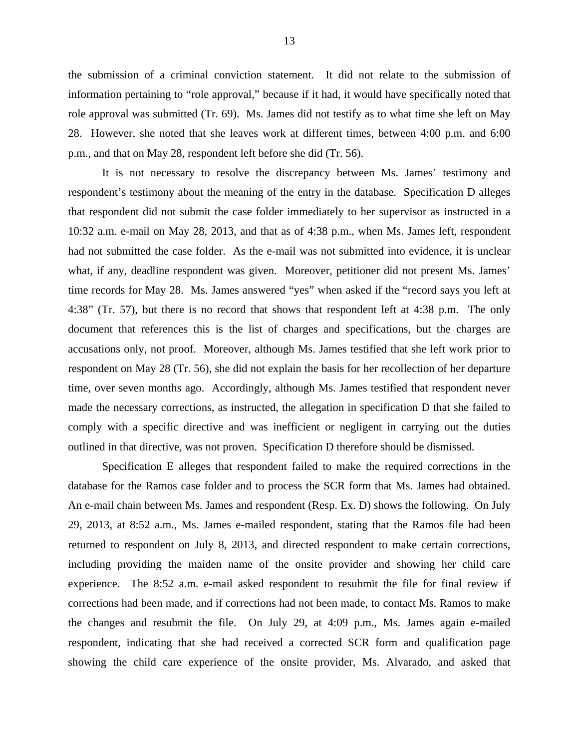the submission of a criminal conviction statement. It did not relate to the submission of information pertaining to "role approval," because if it had, it would have specifically noted that role approval was submitted (Tr. 69). Ms. James did not testify as to what time she left on May 28. However, she noted that she leaves work at different times, between 4:00 p.m. and 6:00 p.m., and that on May 28, respondent left before she did (Tr. 56).

It is not necessary to resolve the discrepancy between Ms. James' testimony and respondent's testimony about the meaning of the entry in the database. Specification D alleges that respondent did not submit the case folder immediately to her supervisor as instructed in a 10:32 a.m. e-mail on May 28, 2013, and that as of 4:38 p.m., when Ms. James left, respondent had not submitted the case folder. As the e-mail was not submitted into evidence, it is unclear what, if any, deadline respondent was given. Moreover, petitioner did not present Ms. James' time records for May 28. Ms. James answered "yes" when asked if the "record says you left at 4:38" (Tr. 57), but there is no record that shows that respondent left at 4:38 p.m. The only document that references this is the list of charges and specifications, but the charges are accusations only, not proof. Moreover, although Ms. James testified that she left work prior to respondent on May 28 (Tr. 56), she did not explain the basis for her recollection of her departure time, over seven months ago. Accordingly, although Ms. James testified that respondent never made the necessary corrections, as instructed, the allegation in specification D that she failed to comply with a specific directive and was inefficient or negligent in carrying out the duties outlined in that directive, was not proven. Specification D therefore should be dismissed.

Specification E alleges that respondent failed to make the required corrections in the database for the Ramos case folder and to process the SCR form that Ms. James had obtained. An e-mail chain between Ms. James and respondent (Resp. Ex. D) shows the following. On July 29, 2013, at 8:52 a.m., Ms. James e-mailed respondent, stating that the Ramos file had been returned to respondent on July 8, 2013, and directed respondent to make certain corrections, including providing the maiden name of the onsite provider and showing her child care experience. The 8:52 a.m. e-mail asked respondent to resubmit the file for final review if corrections had been made, and if corrections had not been made, to contact Ms. Ramos to make the changes and resubmit the file. On July 29, at 4:09 p.m., Ms. James again e-mailed respondent, indicating that she had received a corrected SCR form and qualification page showing the child care experience of the onsite provider, Ms. Alvarado, and asked that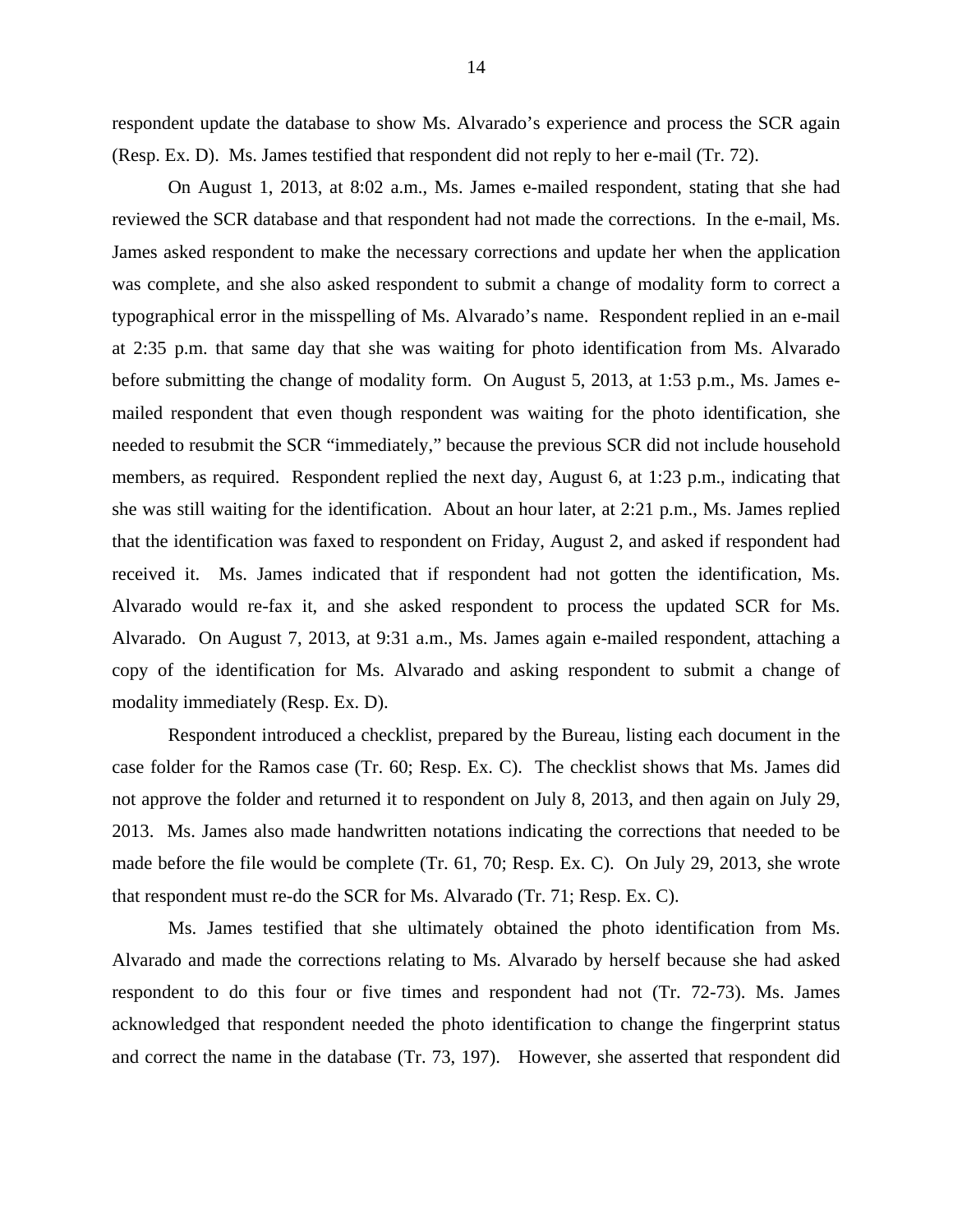respondent update the database to show Ms. Alvarado's experience and process the SCR again (Resp. Ex. D). Ms. James testified that respondent did not reply to her e-mail (Tr. 72).

On August 1, 2013, at 8:02 a.m., Ms. James e-mailed respondent, stating that she had reviewed the SCR database and that respondent had not made the corrections. In the e-mail, Ms. James asked respondent to make the necessary corrections and update her when the application was complete, and she also asked respondent to submit a change of modality form to correct a typographical error in the misspelling of Ms. Alvarado's name. Respondent replied in an e-mail at 2:35 p.m. that same day that she was waiting for photo identification from Ms. Alvarado before submitting the change of modality form. On August 5, 2013, at 1:53 p.m., Ms. James e-mailed respondent that even though respondent was waiting for the photo identification, she needed to resubmit the SCR "immediately," because the previous SCR did not include household members, as required. Respondent replied the next day, August 6, at 1:23 p.m., indicating that she was still waiting for the identification. About an hour later, at 2:21 p.m., Ms. James replied that the identification was faxed to respondent on Friday, August 2, and asked if respondent had received it. Ms. James indicated that if respondent had not gotten the identification, Ms. Alvarado would re-fax it, and she asked respondent to process the updated SCR for Ms. Alvarado. On August 7, 2013, at 9:31 a.m., Ms. James again e-mailed respondent, attaching a copy of the identification for Ms. Alvarado and asking respondent to submit a change of modality immediately (Resp. Ex. D).

Respondent introduced a checklist, prepared by the Bureau, listing each document in the case folder for the Ramos case (Tr. 60; Resp. Ex. C). The checklist shows that Ms. James did not approve the folder and returned it to respondent on July 8, 2013, and then again on July 29, 2013. Ms. James also made handwritten notations indicating the corrections that needed to be made before the file would be complete (Tr. 61, 70; Resp. Ex. C). On July 29, 2013, she wrote that respondent must re-do the SCR for Ms. Alvarado (Tr. 71; Resp. Ex. C).

Ms. James testified that she ultimately obtained the photo identification from Ms. Alvarado and made the corrections relating to Ms. Alvarado by herself because she had asked respondent to do this four or five times and respondent had not (Tr. 72-73). Ms. James acknowledged that respondent needed the photo identification to change the fingerprint status and correct the name in the database (Tr. 73, 197). However, she asserted that respondent did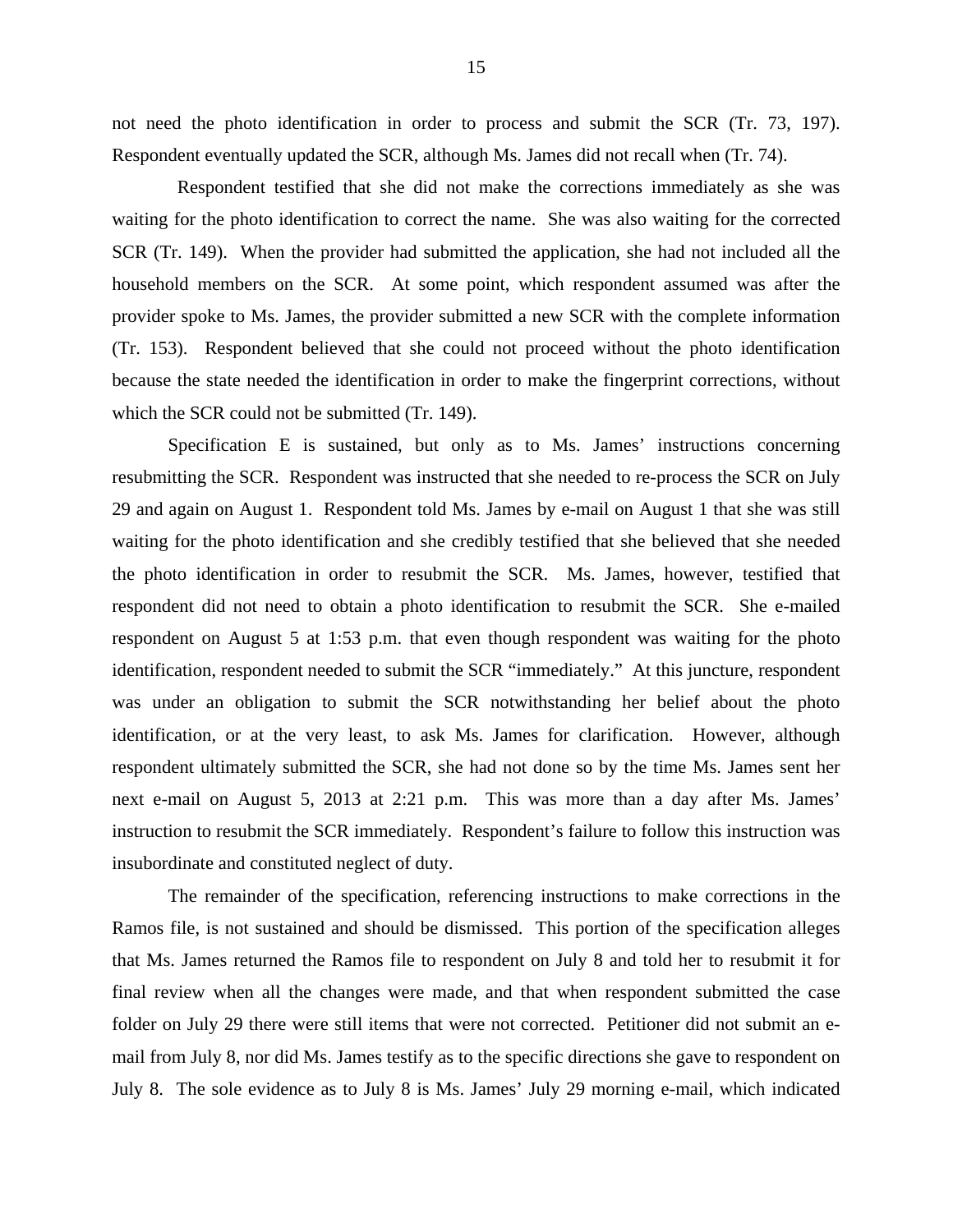not need the photo identification in order to process and submit the SCR (Tr. 73, 197). Respondent eventually updated the SCR, although Ms. James did not recall when (Tr. 74).

Respondent testified that she did not make the corrections immediately as she was waiting for the photo identification to correct the name. She was also waiting for the corrected SCR (Tr. 149). When the provider had submitted the application, she had not included all the household members on the SCR. At some point, which respondent assumed was after the provider spoke to Ms. James, the provider submitted a new SCR with the complete information (Tr. 153). Respondent believed that she could not proceed without the photo identification because the state needed the identification in order to make the fingerprint corrections, without which the SCR could not be submitted (Tr. 149).

Specification E is sustained, but only as to Ms. James' instructions concerning resubmitting the SCR. Respondent was instructed that she needed to re-process the SCR on July 29 and again on August 1. Respondent told Ms. James by e-mail on August 1 that she was still waiting for the photo identification and she credibly testified that she believed that she needed the photo identification in order to resubmit the SCR. Ms. James, however, testified that respondent did not need to obtain a photo identification to resubmit the SCR. She e-mailed respondent on August 5 at 1:53 p.m. that even though respondent was waiting for the photo identification, respondent needed to submit the SCR "immediately." At this juncture, respondent was under an obligation to submit the SCR notwithstanding her belief about the photo identification, or at the very least, to ask Ms. James for clarification. However, although respondent ultimately submitted the SCR, she had not done so by the time Ms. James sent her next e-mail on August 5, 2013 at 2:21 p.m. This was more than a day after Ms. James' instruction to resubmit the SCR immediately. Respondent's failure to follow this instruction was insubordinate and constituted neglect of duty.

The remainder of the specification, referencing instructions to make corrections in the Ramos file, is not sustained and should be dismissed. This portion of the specification alleges that Ms. James returned the Ramos file to respondent on July 8 and told her to resubmit it for final review when all the changes were made, and that when respondent submitted the case folder on July 29 there were still items that were not corrected. Petitioner did not submit an e-mail from July 8, nor did Ms. James testify as to the specific directions she gave to respondent on July 8. The sole evidence as to July 8 is Ms. James' July 29 morning e-mail, which indicated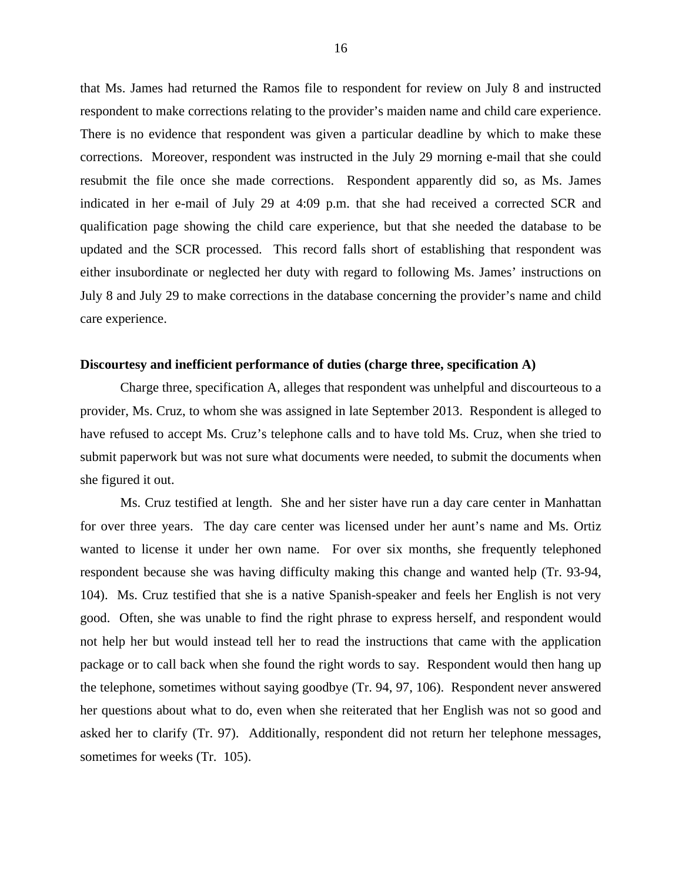that Ms. James had returned the Ramos file to respondent for review on July 8 and instructed respondent to make corrections relating to the provider's maiden name and child care experience. There is no evidence that respondent was given a particular deadline by which to make these corrections. Moreover, respondent was instructed in the July 29 morning e-mail that she could resubmit the file once she made corrections. Respondent apparently did so, as Ms. James indicated in her e-mail of July 29 at 4:09 p.m. that she had received a corrected SCR and qualification page showing the child care experience, but that she needed the database to be updated and the SCR processed. This record falls short of establishing that respondent was either insubordinate or neglected her duty with regard to following Ms. James' instructions on July 8 and July 29 to make corrections in the database concerning the provider's name and child care experience.

**Discourtesy and inefficient performance of duties (charge three, specification A)**

Charge three, specification A, alleges that respondent was unhelpful and discourteous to a provider, Ms. Cruz, to whom she was assigned in late September 2013. Respondent is alleged to have refused to accept Ms. Cruz's telephone calls and to have told Ms. Cruz, when she tried to submit paperwork but was not sure what documents were needed, to submit the documents when she figured it out.

Ms. Cruz testified at length. She and her sister have run a day care center in Manhattan for over three years. The day care center was licensed under her aunt's name and Ms. Ortiz wanted to license it under her own name. For over six months, she frequently telephoned respondent because she was having difficulty making this change and wanted help (Tr. 93-94, 104). Ms. Cruz testified that she is a native Spanish-speaker and feels her English is not very good. Often, she was unable to find the right phrase to express herself, and respondent would not help her but would instead tell her to read the instructions that came with the application package or to call back when she found the right words to say. Respondent would then hang up the telephone, sometimes without saying goodbye (Tr. 94, 97, 106). Respondent never answered her questions about what to do, even when she reiterated that her English was not so good and asked her to clarify (Tr. 97). Additionally, respondent did not return her telephone messages, sometimes for weeks (Tr. 105).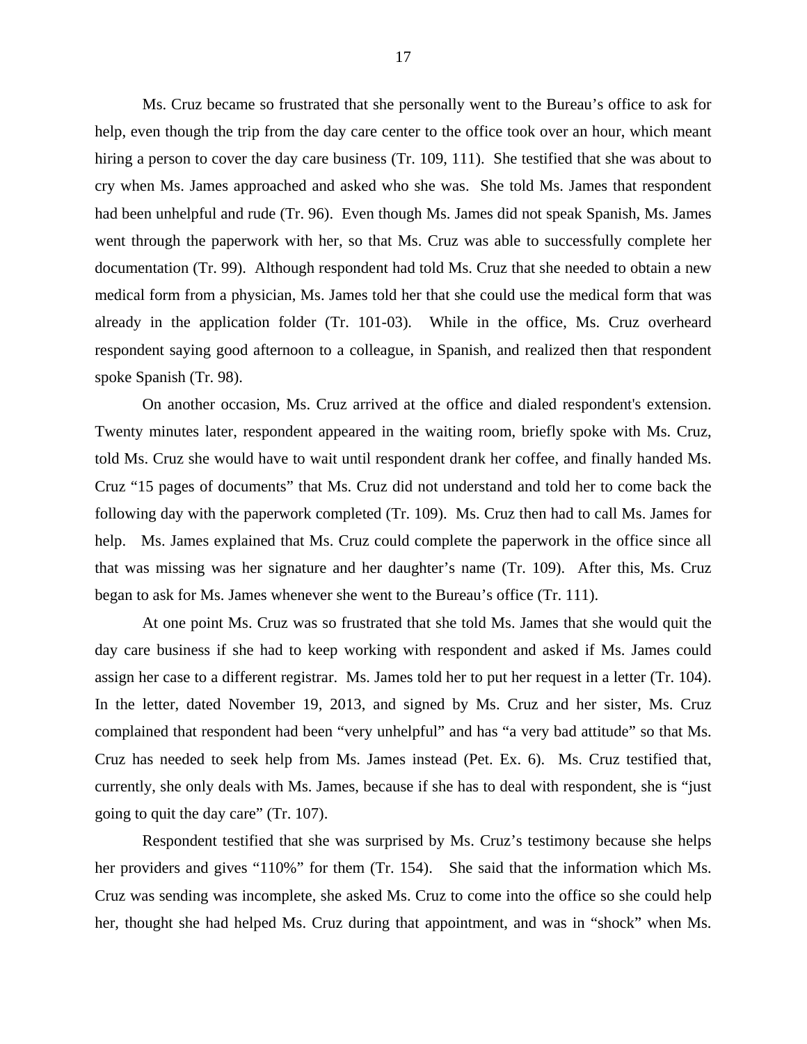Ms. Cruz became so frustrated that she personally went to the Bureau's office to ask for help, even though the trip from the day care center to the office took over an hour, which meant hiring a person to cover the day care business (Tr. 109, 111). She testified that she was about to cry when Ms. James approached and asked who she was. She told Ms. James that respondent had been unhelpful and rude (Tr. 96). Even though Ms. James did not speak Spanish, Ms. James went through the paperwork with her, so that Ms. Cruz was able to successfully complete her documentation (Tr. 99). Although respondent had told Ms. Cruz that she needed to obtain a new medical form from a physician, Ms. James told her that she could use the medical form that was already in the application folder (Tr. 101-03). While in the office, Ms. Cruz overheard respondent saying good afternoon to a colleague, in Spanish, and realized then that respondent spoke Spanish (Tr. 98).

On another occasion, Ms. Cruz arrived at the office and dialed respondent's extension. Twenty minutes later, respondent appeared in the waiting room, briefly spoke with Ms. Cruz, told Ms. Cruz she would have to wait until respondent drank her coffee, and finally handed Ms. Cruz "15 pages of documents" that Ms. Cruz did not understand and told her to come back the following day with the paperwork completed (Tr. 109). Ms. Cruz then had to call Ms. James for help. Ms. James explained that Ms. Cruz could complete the paperwork in the office since all that was missing was her signature and her daughter's name (Tr. 109). After this, Ms. Cruz began to ask for Ms. James whenever she went to the Bureau's office (Tr. 111).

At one point Ms. Cruz was so frustrated that she told Ms. James that she would quit the day care business if she had to keep working with respondent and asked if Ms. James could assign her case to a different registrar. Ms. James told her to put her request in a letter (Tr. 104). In the letter, dated November 19, 2013, and signed by Ms. Cruz and her sister, Ms. Cruz complained that respondent had been "very unhelpful" and has "a very bad attitude" so that Ms. Cruz has needed to seek help from Ms. James instead (Pet. Ex. 6). Ms. Cruz testified that, currently, she only deals with Ms. James, because if she has to deal with respondent, she is "just going to quit the day care" (Tr. 107).

Respondent testified that she was surprised by Ms. Cruz's testimony because she helps her providers and gives "110%" for them (Tr. 154). She said that the information which Ms. Cruz was sending was incomplete, she asked Ms. Cruz to come into the office so she could help her, thought she had helped Ms. Cruz during that appointment, and was in "shock" when Ms.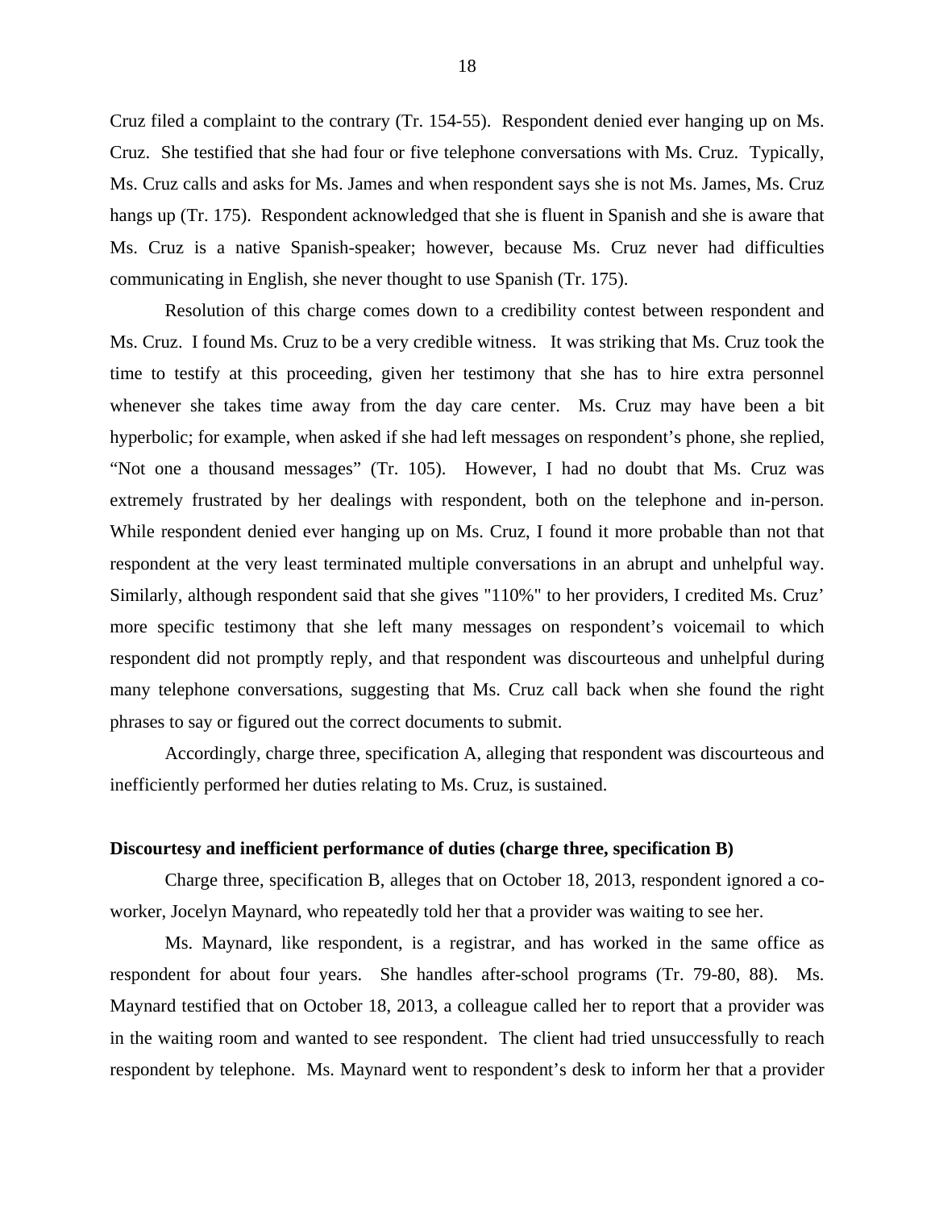Cruz filed a complaint to the contrary (Tr. 154-55). Respondent denied ever hanging up on Ms. Cruz. She testified that she had four or five telephone conversations with Ms. Cruz. Typically, Ms. Cruz calls and asks for Ms. James and when respondent says she is not Ms. James, Ms. Cruz hangs up (Tr. 175). Respondent acknowledged that she is fluent in Spanish and she is aware that Ms. Cruz is a native Spanish-speaker; however, because Ms. Cruz never had difficulties communicating in English, she never thought to use Spanish (Tr. 175).

Resolution of this charge comes down to a credibility contest between respondent and Ms. Cruz. I found Ms. Cruz to be a very credible witness. It was striking that Ms. Cruz took the time to testify at this proceeding, given her testimony that she has to hire extra personnel whenever she takes time away from the day care center. Ms. Cruz may have been a bit hyperbolic; for example, when asked if she had left messages on respondent's phone, she replied, "Not one a thousand messages" (Tr. 105). However, I had no doubt that Ms. Cruz was extremely frustrated by her dealings with respondent, both on the telephone and in-person. While respondent denied ever hanging up on Ms. Cruz, I found it more probable than not that respondent at the very least terminated multiple conversations in an abrupt and unhelpful way. Similarly, although respondent said that she gives "110%" to her providers, I credited Ms. Cruz' more specific testimony that she left many messages on respondent's voicemail to which respondent did not promptly reply, and that respondent was discourteous and unhelpful during many telephone conversations, suggesting that Ms. Cruz call back when she found the right phrases to say or figured out the correct documents to submit.

Accordingly, charge three, specification A, alleging that respondent was discourteous and inefficiently performed her duties relating to Ms. Cruz, is sustained.

**Discourtesy and inefficient performance of duties (charge three, specification B)**

Charge three, specification B, alleges that on October 18, 2013, respondent ignored a co-worker, Jocelyn Maynard, who repeatedly told her that a provider was waiting to see her.

Ms. Maynard, like respondent, is a registrar, and has worked in the same office as respondent for about four years. She handles after-school programs (Tr. 79-80, 88). Ms. Maynard testified that on October 18, 2013, a colleague called her to report that a provider was in the waiting room and wanted to see respondent. The client had tried unsuccessfully to reach respondent by telephone. Ms. Maynard went to respondent's desk to inform her that a provider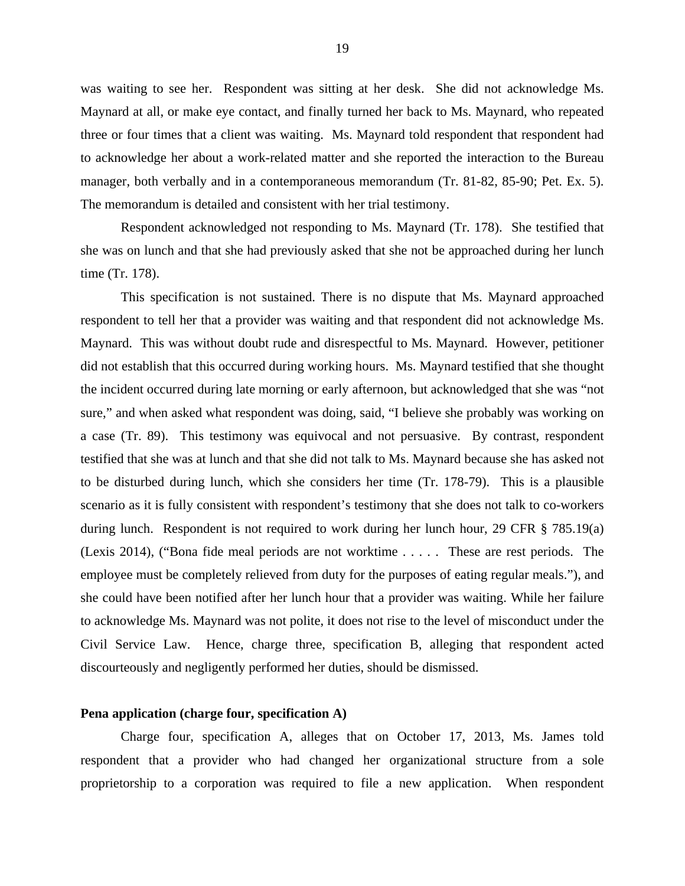was waiting to see her. Respondent was sitting at her desk. She did not acknowledge Ms. Maynard at all, or make eye contact, and finally turned her back to Ms. Maynard, who repeated three or four times that a client was waiting. Ms. Maynard told respondent that respondent had to acknowledge her about a work-related matter and she reported the interaction to the Bureau manager, both verbally and in a contemporaneous memorandum (Tr. 81-82, 85-90; Pet. Ex. 5). The memorandum is detailed and consistent with her trial testimony.

Respondent acknowledged not responding to Ms. Maynard (Tr. 178). She testified that she was on lunch and that she had previously asked that she not be approached during her lunch time (Tr. 178).

This specification is not sustained. There is no dispute that Ms. Maynard approached respondent to tell her that a provider was waiting and that respondent did not acknowledge Ms. Maynard. This was without doubt rude and disrespectful to Ms. Maynard. However, petitioner did not establish that this occurred during working hours. Ms. Maynard testified that she thought the incident occurred during late morning or early afternoon, but acknowledged that she was "not sure," and when asked what respondent was doing, said, "I believe she probably was working on a case (Tr. 89). This testimony was equivocal and not persuasive. By contrast, respondent testified that she was at lunch and that she did not talk to Ms. Maynard because she has asked not to be disturbed during lunch, which she considers her time (Tr. 178-79). This is a plausible scenario as it is fully consistent with respondent's testimony that she does not talk to co-workers during lunch. Respondent is not required to work during her lunch hour, 29 CFR § 785.19(a) (Lexis 2014), ("Bona fide meal periods are not worktime . . . . . These are rest periods. The employee must be completely relieved from duty for the purposes of eating regular meals."), and she could have been notified after her lunch hour that a provider was waiting. While her failure to acknowledge Ms. Maynard was not polite, it does not rise to the level of misconduct under the Civil Service Law. Hence, charge three, specification B, alleging that respondent acted discourteously and negligently performed her duties, should be dismissed.

**Pena application (charge four, specification A)**

Charge four, specification A, alleges that on October 17, 2013, Ms. James told respondent that a provider who had changed her organizational structure from a sole proprietorship to a corporation was required to file a new application. When respondent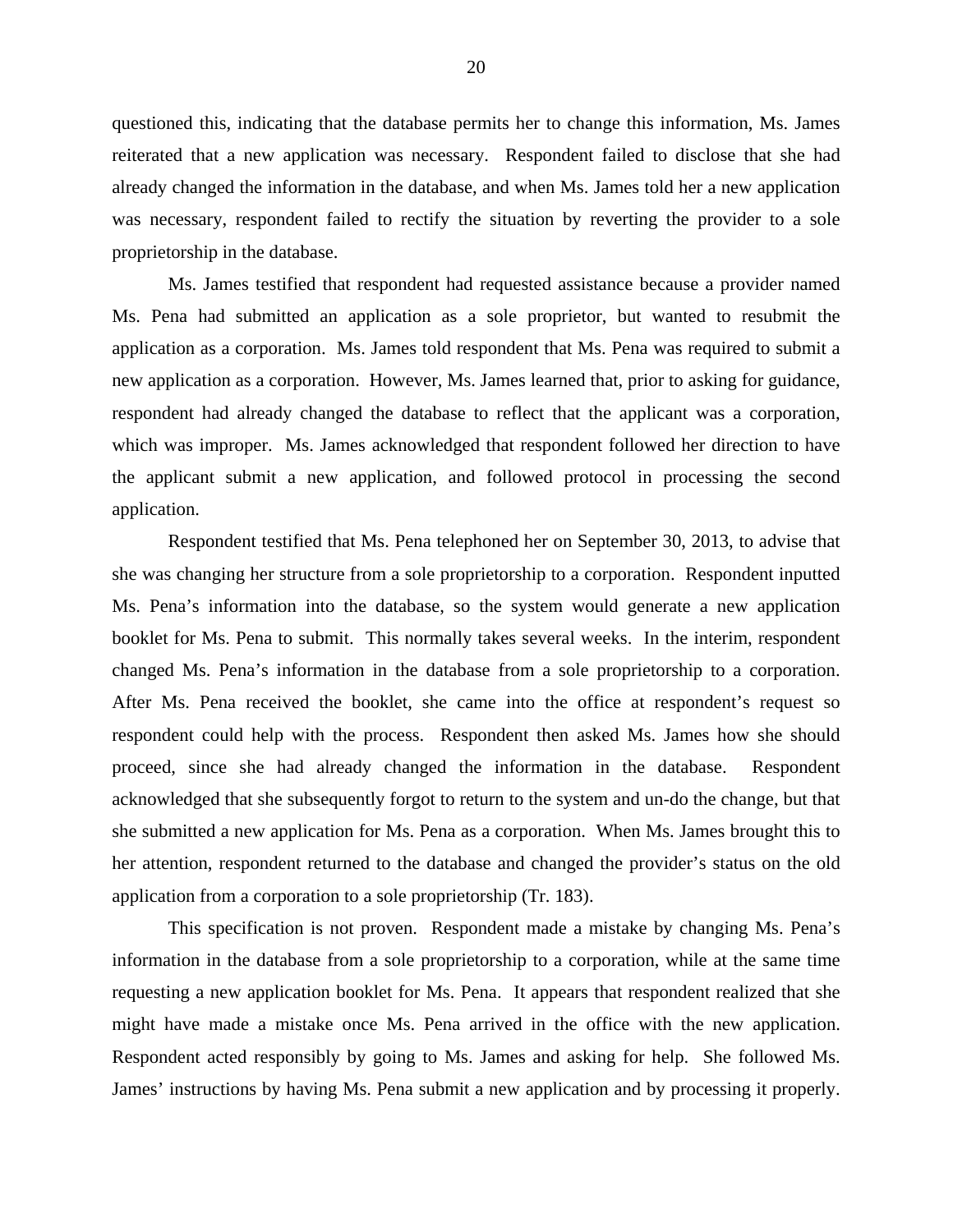questioned this, indicating that the database permits her to change this information, Ms. James reiterated that a new application was necessary. Respondent failed to disclose that she had already changed the information in the database, and when Ms. James told her a new application was necessary, respondent failed to rectify the situation by reverting the provider to a sole proprietorship in the database.

Ms. James testified that respondent had requested assistance because a provider named Ms. Pena had submitted an application as a sole proprietor, but wanted to resubmit the application as a corporation. Ms. James told respondent that Ms. Pena was required to submit a new application as a corporation. However, Ms. James learned that, prior to asking for guidance, respondent had already changed the database to reflect that the applicant was a corporation, which was improper. Ms. James acknowledged that respondent followed her direction to have the applicant submit a new application, and followed protocol in processing the second application.

Respondent testified that Ms. Pena telephoned her on September 30, 2013, to advise that she was changing her structure from a sole proprietorship to a corporation. Respondent inputted Ms. Pena's information into the database, so the system would generate a new application booklet for Ms. Pena to submit. This normally takes several weeks. In the interim, respondent changed Ms. Pena's information in the database from a sole proprietorship to a corporation. After Ms. Pena received the booklet, she came into the office at respondent's request so respondent could help with the process. Respondent then asked Ms. James how she should proceed, since she had already changed the information in the database. Respondent acknowledged that she subsequently forgot to return to the system and un-do the change, but that she submitted a new application for Ms. Pena as a corporation. When Ms. James brought this to her attention, respondent returned to the database and changed the provider's status on the old application from a corporation to a sole proprietorship (Tr. 183).

This specification is not proven. Respondent made a mistake by changing Ms. Pena's information in the database from a sole proprietorship to a corporation, while at the same time requesting a new application booklet for Ms. Pena. It appears that respondent realized that she might have made a mistake once Ms. Pena arrived in the office with the new application. Respondent acted responsibly by going to Ms. James and asking for help. She followed Ms. James' instructions by having Ms. Pena submit a new application and by processing it properly.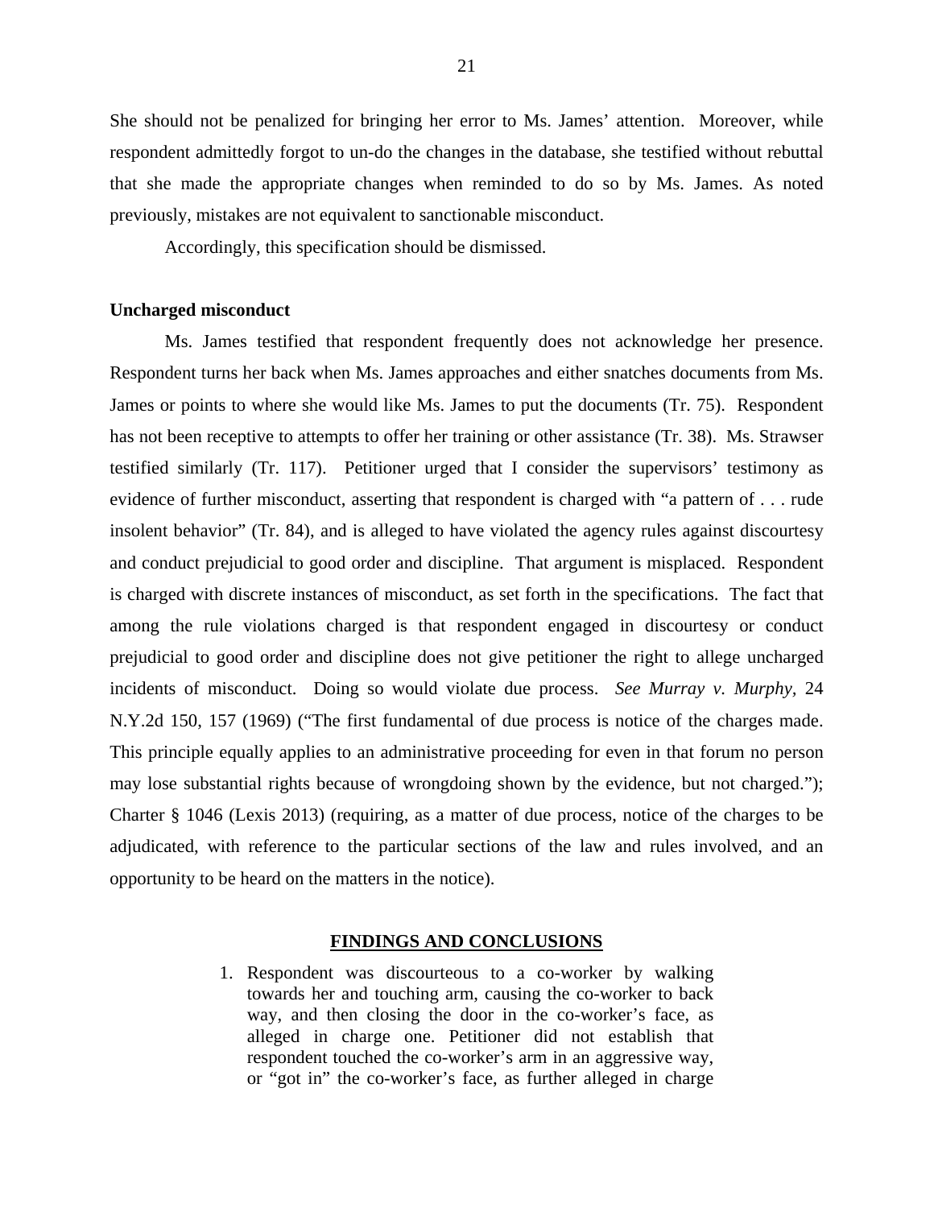She should not be penalized for bringing her error to Ms. James' attention. Moreover, while respondent admittedly forgot to un-do the changes in the database, she testified without rebuttal that she made the appropriate changes when reminded to do so by Ms. James. As noted previously, mistakes are not equivalent to sanctionable misconduct.

Accordingly, this specification should be dismissed.

**Uncharged misconduct**

Ms. James testified that respondent frequently does not acknowledge her presence. Respondent turns her back when Ms. James approaches and either snatches documents from Ms. James or points to where she would like Ms. James to put the documents (Tr. 75). Respondent has not been receptive to attempts to offer her training or other assistance (Tr. 38). Ms. Strawser testified similarly (Tr. 117). Petitioner urged that I consider the supervisors' testimony as evidence of further misconduct, asserting that respondent is charged with "a pattern of . . . rude insolent behavior" (Tr. 84), and is alleged to have violated the agency rules against discourtesy and conduct prejudicial to good order and discipline. That argument is misplaced. Respondent is charged with discrete instances of misconduct, as set forth in the specifications. The fact that among the rule violations charged is that respondent engaged in discourtesy or conduct prejudicial to good order and discipline does not give petitioner the right to allege uncharged incidents of misconduct. Doing so would violate due process. *See Murray v. Murphy*, 24 N.Y.2d 150, 157 (1969) ("The first fundamental of due process is notice of the charges made. This principle equally applies to an administrative proceeding for even in that forum no person may lose substantial rights because of wrongdoing shown by the evidence, but not charged."); Charter § 1046 (Lexis 2013) (requiring, as a matter of due process, notice of the charges to be adjudicated, with reference to the particular sections of the law and rules involved, and an opportunity to be heard on the matters in the notice).

## FINDINGS AND CONCLUSIONS

1. Respondent was discourteous to a co-worker by walking towards her and touching arm, causing the co-worker to back way, and then closing the door in the co-worker's face, as alleged in charge one. Petitioner did not establish that respondent touched the co-worker's arm in an aggressive way, or "got in" the co-worker's face, as further alleged in charge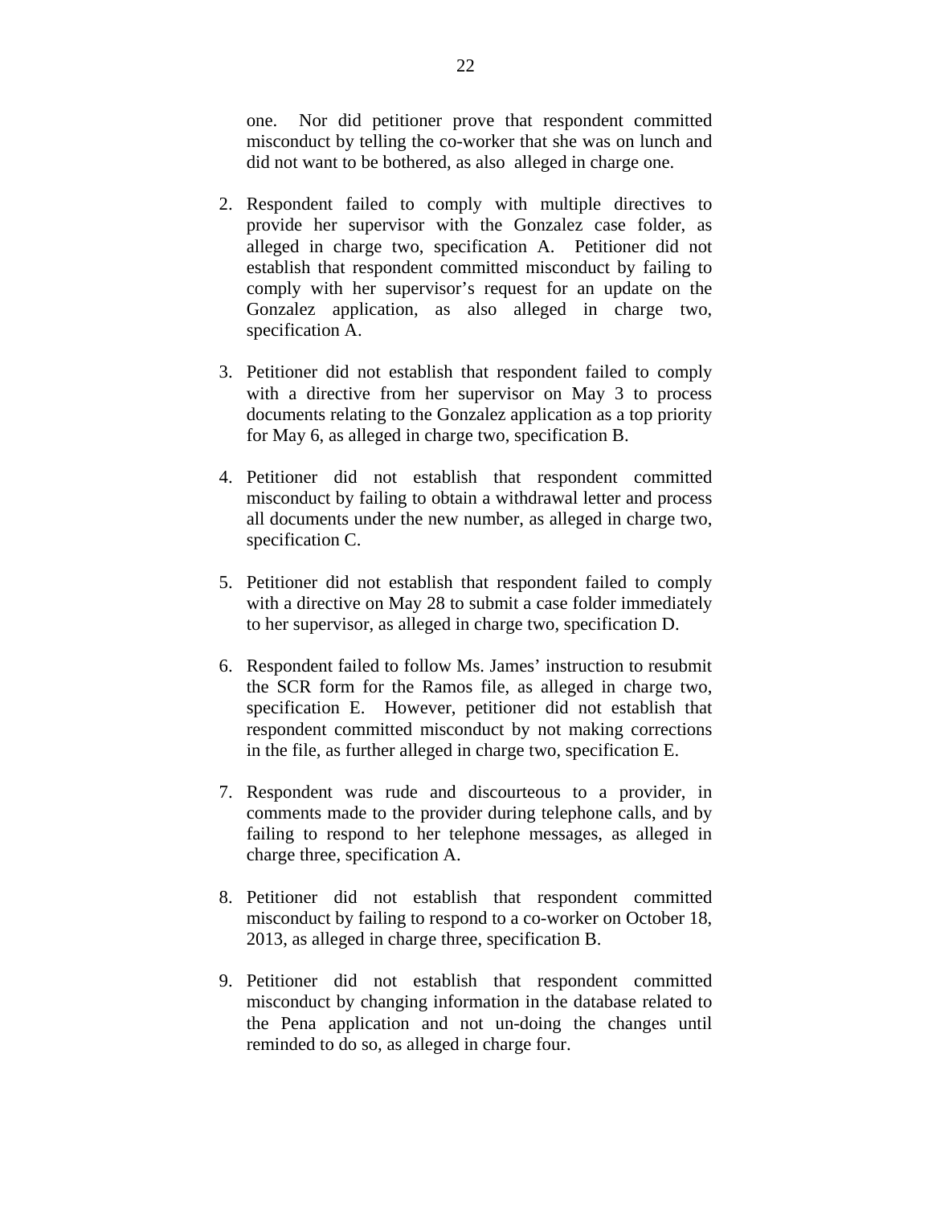one. Nor did petitioner prove that respondent committed misconduct by telling the co-worker that she was on lunch and did not want to be bothered, as also alleged in charge one.

2. Respondent failed to comply with multiple directives to provide her supervisor with the Gonzalez case folder, as alleged in charge two, specification A. Petitioner did not establish that respondent committed misconduct by failing to comply with her supervisor's request for an update on the Gonzalez application, as also alleged in charge two, specification A.

3. Petitioner did not establish that respondent failed to comply with a directive from her supervisor on May 3 to process documents relating to the Gonzalez application as a top priority for May 6, as alleged in charge two, specification B.

4. Petitioner did not establish that respondent committed misconduct by failing to obtain a withdrawal letter and process all documents under the new number, as alleged in charge two, specification C.

5. Petitioner did not establish that respondent failed to comply with a directive on May 28 to submit a case folder immediately to her supervisor, as alleged in charge two, specification D.

6. Respondent failed to follow Ms. James' instruction to resubmit the SCR form for the Ramos file, as alleged in charge two, specification E. However, petitioner did not establish that respondent committed misconduct by not making corrections in the file, as further alleged in charge two, specification E.

7. Respondent was rude and discourteous to a provider, in comments made to the provider during telephone calls, and by failing to respond to her telephone messages, as alleged in charge three, specification A.

8. Petitioner did not establish that respondent committed misconduct by failing to respond to a co-worker on October 18, 2013, as alleged in charge three, specification B.

9. Petitioner did not establish that respondent committed misconduct by changing information in the database related to the Pena application and not un-doing the changes until reminded to do so, as alleged in charge four.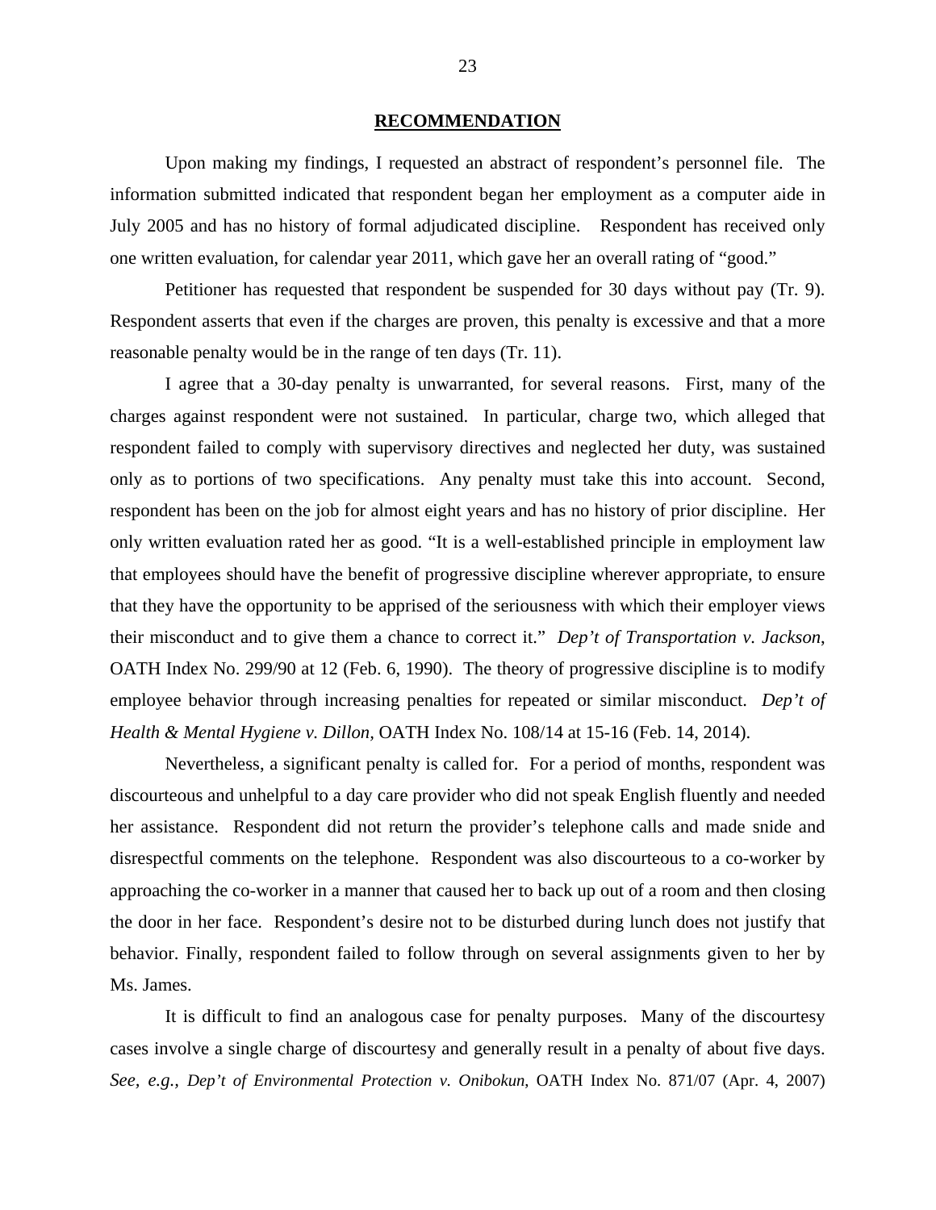## RECOMMENDATION

Upon making my findings, I requested an abstract of respondent's personnel file. The information submitted indicated that respondent began her employment as a computer aide in July 2005 and has no history of formal adjudicated discipline. Respondent has received only one written evaluation, for calendar year 2011, which gave her an overall rating of "good."

Petitioner has requested that respondent be suspended for 30 days without pay (Tr. 9). Respondent asserts that even if the charges are proven, this penalty is excessive and that a more reasonable penalty would be in the range of ten days (Tr. 11).

I agree that a 30-day penalty is unwarranted, for several reasons. First, many of the charges against respondent were not sustained. In particular, charge two, which alleged that respondent failed to comply with supervisory directives and neglected her duty, was sustained only as to portions of two specifications. Any penalty must take this into account. Second, respondent has been on the job for almost eight years and has no history of prior discipline. Her only written evaluation rated her as good. "It is a well-established principle in employment law that employees should have the benefit of progressive discipline wherever appropriate, to ensure that they have the opportunity to be apprised of the seriousness with which their employer views their misconduct and to give them a chance to correct it." *Dep't of Transportation v. Jackson*, OATH Index No. 299/90 at 12 (Feb. 6, 1990). The theory of progressive discipline is to modify employee behavior through increasing penalties for repeated or similar misconduct. *Dep't of Health & Mental Hygiene v. Dillon*, OATH Index No. 108/14 at 15-16 (Feb. 14, 2014).

Nevertheless, a significant penalty is called for. For a period of months, respondent was discourteous and unhelpful to a day care provider who did not speak English fluently and needed her assistance. Respondent did not return the provider's telephone calls and made snide and disrespectful comments on the telephone. Respondent was also discourteous to a co-worker by approaching the co-worker in a manner that caused her to back up out of a room and then closing the door in her face. Respondent's desire not to be disturbed during lunch does not justify that behavior. Finally, respondent failed to follow through on several assignments given to her by Ms. James.

It is difficult to find an analogous case for penalty purposes. Many of the discourtesy cases involve a single charge of discourtesy and generally result in a penalty of about five days. *See, e.g., Dep't of Environmental Protection v. Onibokun*, OATH Index No. 871/07 (Apr. 4, 2007)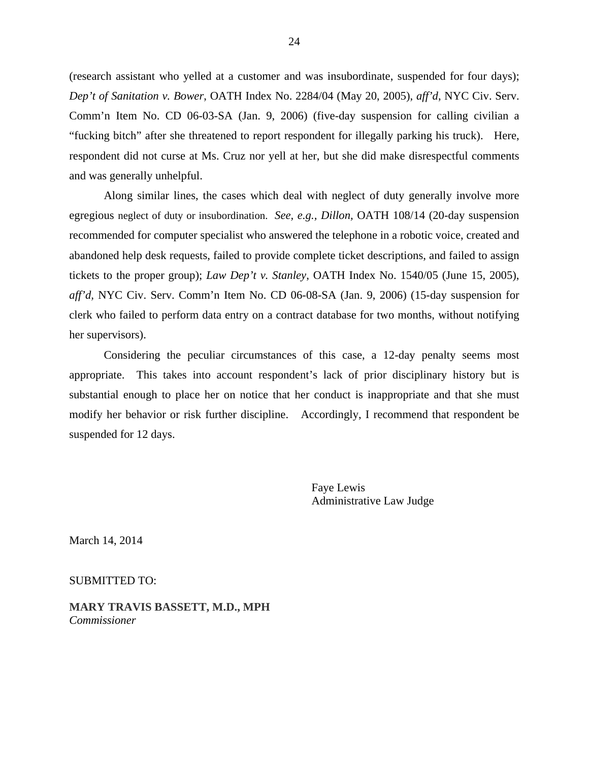(research assistant who yelled at a customer and was insubordinate, suspended for four days); *Dep't of Sanitation v. Bower*, OATH Index No. 2284/04 (May 20, 2005), *aff'd*, NYC Civ. Serv. Comm'n Item No. CD 06-03-SA (Jan. 9, 2006) (five-day suspension for calling civilian a "fucking bitch" after she threatened to report respondent for illegally parking his truck). Here, respondent did not curse at Ms. Cruz nor yell at her, but she did make disrespectful comments and was generally unhelpful.

Along similar lines, the cases which deal with neglect of duty generally involve more egregious neglect of duty or insubordination. *See, e.g., Dillon,* OATH 108/14 (20-day suspension recommended for computer specialist who answered the telephone in a robotic voice, created and abandoned help desk requests, failed to provide complete ticket descriptions, and failed to assign tickets to the proper group); *Law Dep't v. Stanley*, OATH Index No. 1540/05 (June 15, 2005), *aff'd,* NYC Civ. Serv. Comm'n Item No. CD 06-08-SA (Jan. 9, 2006) (15-day suspension for clerk who failed to perform data entry on a contract database for two months, without notifying her supervisors).

Considering the peculiar circumstances of this case, a 12-day penalty seems most appropriate. This takes into account respondent's lack of prior disciplinary history but is substantial enough to place her on notice that her conduct is inappropriate and that she must modify her behavior or risk further discipline. Accordingly, I recommend that respondent be suspended for 12 days.

Faye Lewis
Administrative Law Judge

March 14, 2014

SUBMITTED TO:

**MARY TRAVIS BASSETT, M.D., MPH**
*Commissioner*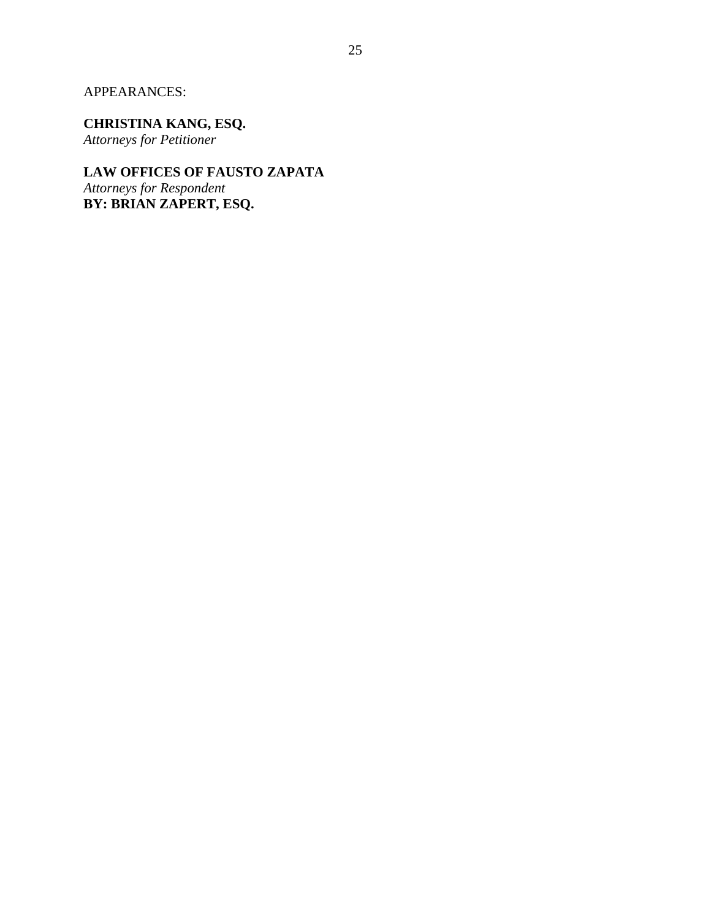APPEARANCES:

**CHRISTINA KANG, ESQ.**
*Attorneys for Petitioner*

**LAW OFFICES OF FAUSTO ZAPATA**
*Attorneys for Respondent*
**BY: BRIAN ZAPERT, ESQ.**